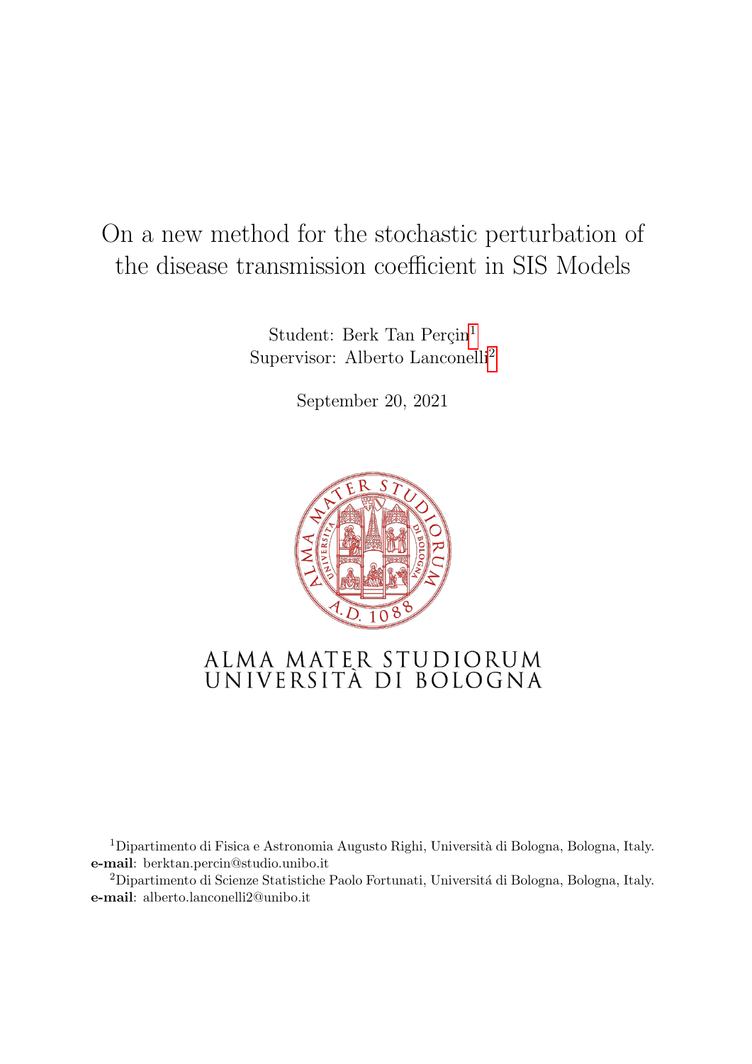# On a new method for the stochastic perturbation of the disease transmission coefficient in SIS Models

Student: Berk Tan Perçin[1]
Supervisor: Alberto Lanconelli[2]

September 20, 2021

ALMA MATER STUDIORUM
UNIVERSITÀ DI BOLOGNA

[1]Dipartimento di Fisica e Astronomia Augusto Righi, Università di Bologna, Bologna, Italy.
**e-mail**: berktan.percin@studio.unibo.it

[2]Dipartimento di Scienze Statistiche Paolo Fortunati, Universitá di Bologna, Bologna, Italy.
**e-mail**: alberto.lanconelli2@unibo.it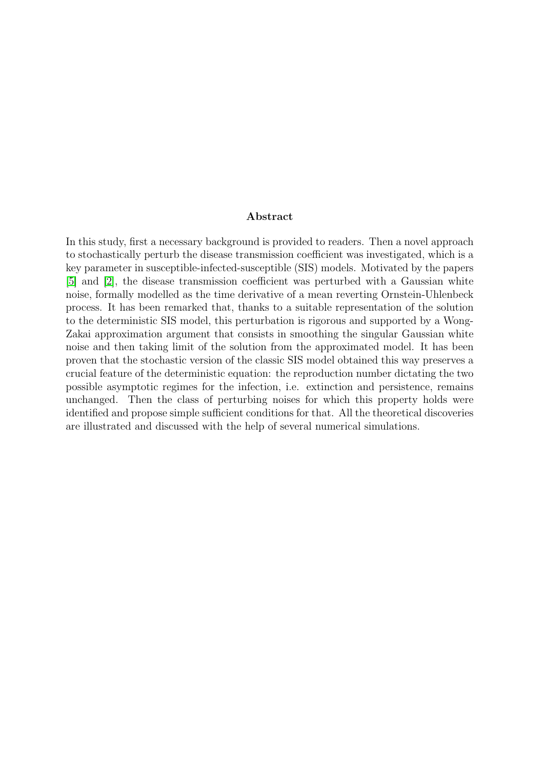**Abstract**

In this study, first a necessary background is provided to readers. Then a novel approach to stochastically perturb the disease transmission coefficient was investigated, which is a key parameter in susceptible-infected-susceptible (SIS) models. Motivated by the papers [5] and [2], the disease transmission coefficient was perturbed with a Gaussian white noise, formally modelled as the time derivative of a mean reverting Ornstein-Uhlenbeck process. It has been remarked that, thanks to a suitable representation of the solution to the deterministic SIS model, this perturbation is rigorous and supported by a Wong-Zakai approximation argument that consists in smoothing the singular Gaussian white noise and then taking limit of the solution from the approximated model. It has been proven that the stochastic version of the classic SIS model obtained this way preserves a crucial feature of the deterministic equation: the reproduction number dictating the two possible asymptotic regimes for the infection, i.e. extinction and persistence, remains unchanged. Then the class of perturbing noises for which this property holds were identified and propose simple sufficient conditions for that. All the theoretical discoveries are illustrated and discussed with the help of several numerical simulations.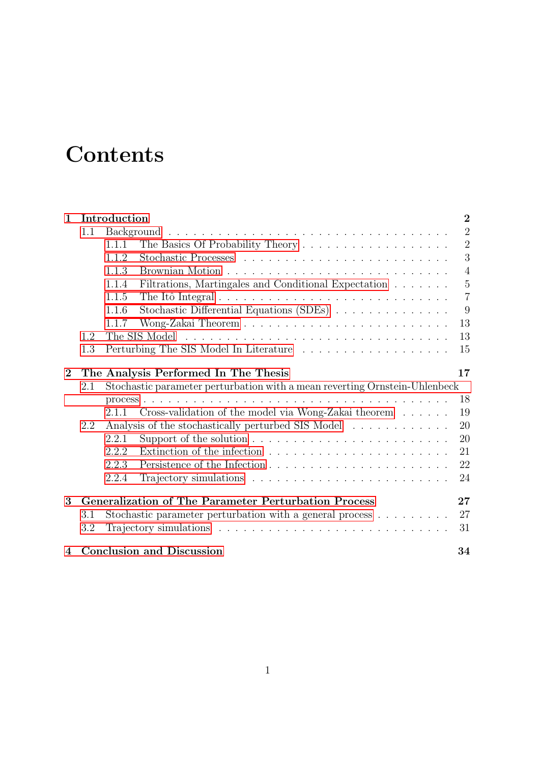# Contents

**1 Introduction** **2**

- 1.1 Background . . . 2
  - 1.1.1 The Basics Of Probability Theory . . . 2
  - 1.1.2 Stochastic Processes . . . 3
  - 1.1.3 Brownian Motion . . . 4
  - 1.1.4 Filtrations, Martingales and Conditional Expectation . . . 5
  - 1.1.5 The Itô Integral . . . 7
  - 1.1.6 Stochastic Differential Equations (SDEs) . . . 9
  - 1.1.7 Wong-Zakai Theorem . . . 13
- 1.2 The SIS Model . . . 13
- 1.3 Perturbing The SIS Model In Literature . . . 15

**2 The Analysis Performed In The Thesis** **17**

- 2.1 Stochastic parameter perturbation with a mean reverting Ornstein-Uhlenbeck process . . . 18
  - 2.1.1 Cross-validation of the model via Wong-Zakai theorem . . . 19
- 2.2 Analysis of the stochastically perturbed SIS Model . . . 20
  - 2.2.1 Support of the solution . . . 20
  - 2.2.2 Extinction of the infection . . . 21
  - 2.2.3 Persistence of the Infection . . . 22
  - 2.2.4 Trajectory simulations . . . 24

**3 Generalization of The Parameter Perturbation Process** **27**

- 3.1 Stochastic parameter perturbation with a general process . . . 27
- 3.2 Trajectory simulations . . . 31

**4 Conclusion and Discussion** **34**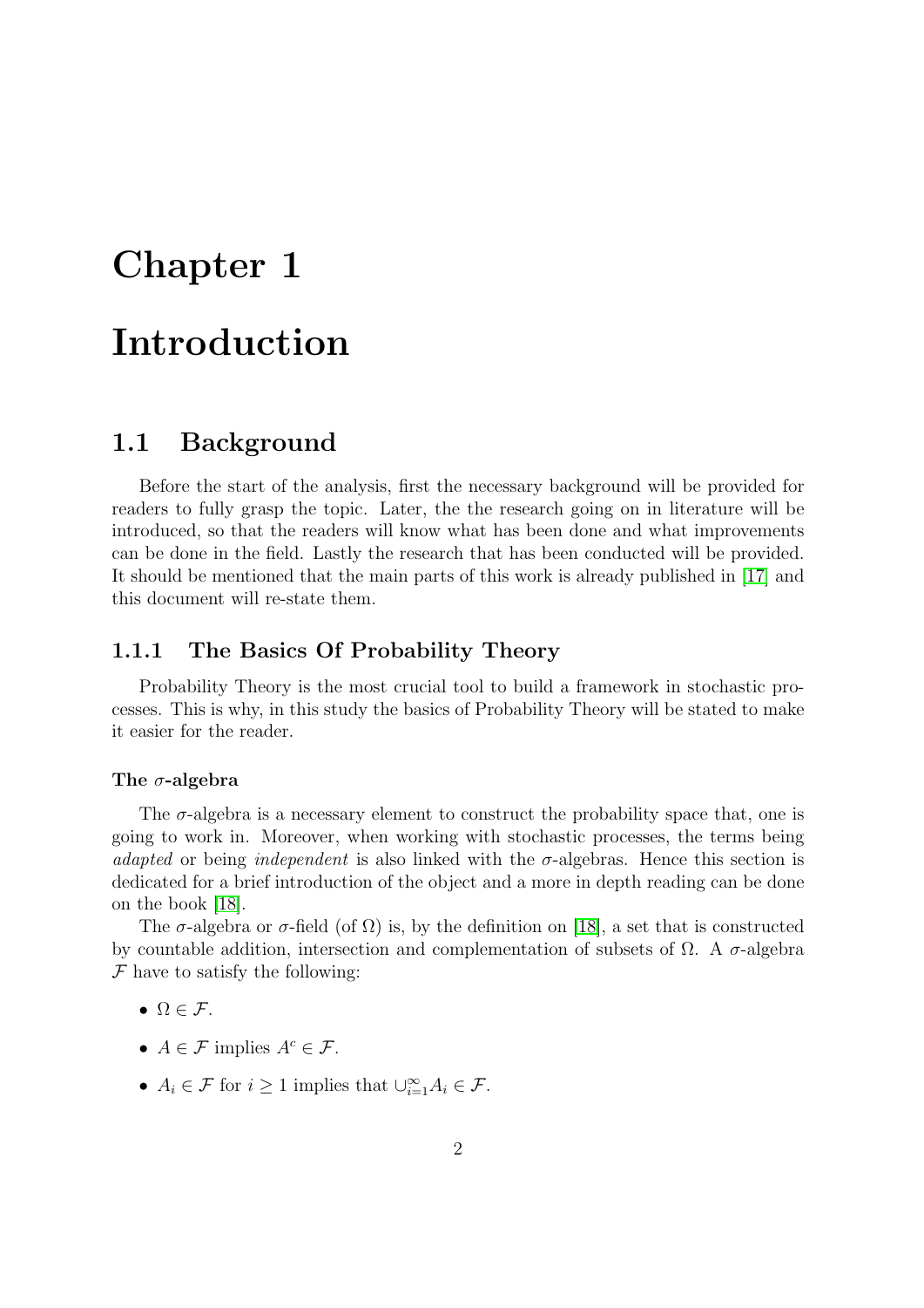# Chapter 1

# Introduction

## 1.1 Background

Before the start of the analysis, first the necessary background will be provided for readers to fully grasp the topic. Later, the the research going on in literature will be introduced, so that the readers will know what has been done and what improvements can be done in the field. Lastly the research that has been conducted will be provided. It should be mentioned that the main parts of this work is already published in [17] and this document will re-state them.

### 1.1.1 The Basics Of Probability Theory

Probability Theory is the most crucial tool to build a framework in stochastic processes. This is why, in this study the basics of Probability Theory will be stated to make it easier for the reader.

#### The $\sigma$-algebra

The $\sigma$-algebra is a necessary element to construct the probability space that, one is going to work in. Moreover, when working with stochastic processes, the terms being *adapted* or being *independent* is also linked with the $\sigma$-algebras. Hence this section is dedicated for a brief introduction of the object and a more in depth reading can be done on the book [18].

The $\sigma$-algebra or $\sigma$-field (of $\Omega$) is, by the definition on [18], a set that is constructed by countable addition, intersection and complementation of subsets of $\Omega$. A $\sigma$-algebra $\mathcal{F}$ have to satisfy the following:

- $\Omega \in \mathcal{F}$.
- $A \in \mathcal{F}$ implies $A^c \in \mathcal{F}$.
- $A_i \in \mathcal{F}$ for $i \geq 1$ implies that $\cup_{i=1}^{\infty} A_i \in \mathcal{F}$.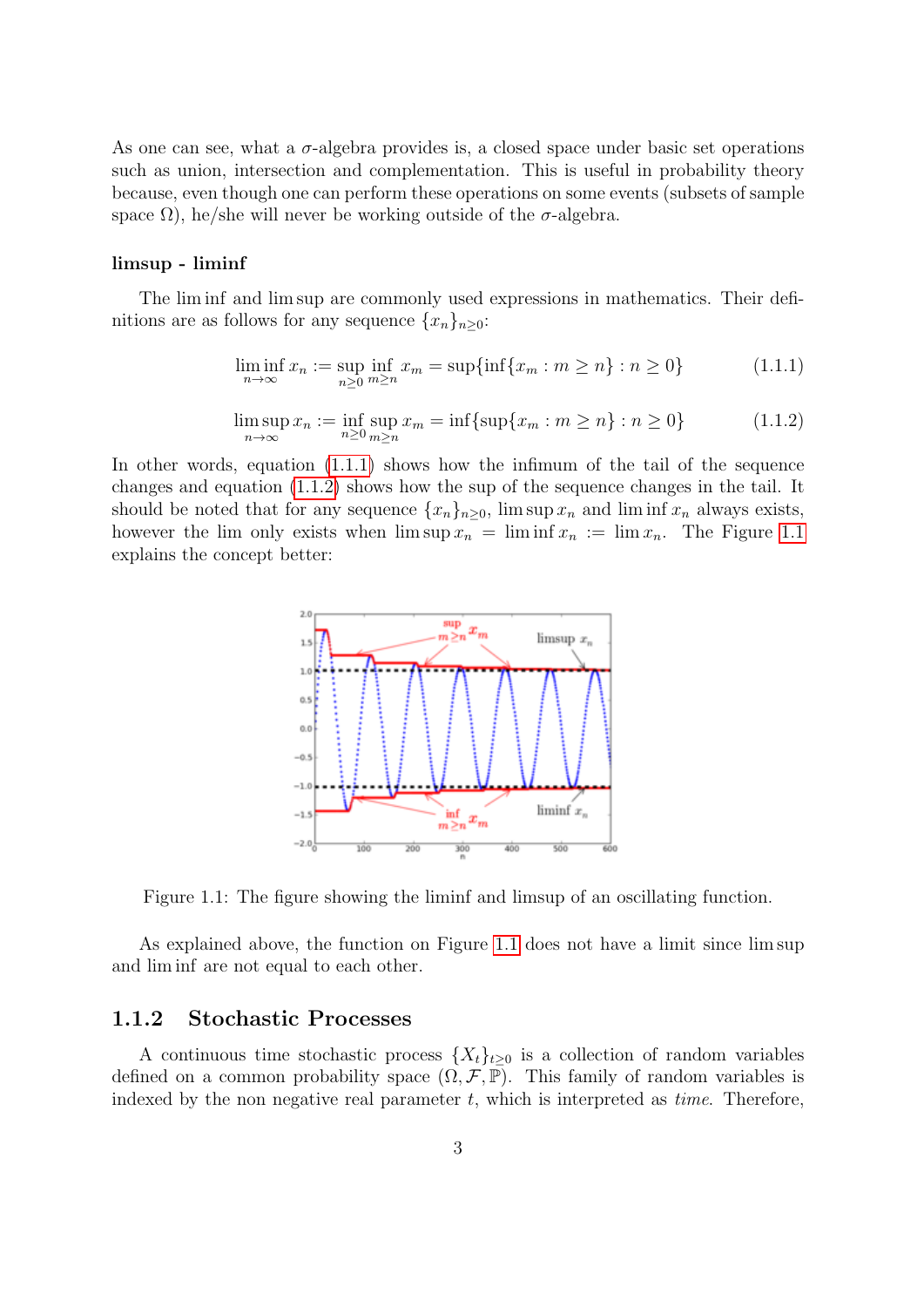As one can see, what a $\sigma$-algebra provides is, a closed space under basic set operations such as union, intersection and complementation. This is useful in probability theory because, even though one can perform these operations on some events (subsets of sample space $\Omega$), he/she will never be working outside of the $\sigma$-algebra.

#### limsup - liminf

The lim inf and lim sup are commonly used expressions in mathematics. Their definitions are as follows for any sequence $\{x_n\}_{n\geq 0}$:

$$\liminf_{n\to\infty} x_n := \sup_{n\geq 0} \inf_{m\geq n} x_m = \sup\{\inf\{x_m : m \geq n\} : n \geq 0\} \tag{1.1.1}$$

$$\limsup_{n\to\infty} x_n := \inf_{n\geq 0} \sup_{m\geq n} x_m = \inf\{\sup\{x_m : m \geq n\} : n \geq 0\} \tag{1.1.2}$$

In other words, equation (1.1.1) shows how the infimum of the tail of the sequence changes and equation (1.1.2) shows how the sup of the sequence changes in the tail. It should be noted that for any sequence $\{x_n\}_{n\geq 0}$, $\limsup x_n$ and $\liminf x_n$ always exists, however the lim only exists when $\limsup x_n = \liminf x_n := \lim x_n$. The Figure 1.1 explains the concept better:

Figure 1.1: The figure showing the liminf and limsup of an oscillating function.

As explained above, the function on Figure 1.1 does not have a limit since lim sup and lim inf are not equal to each other.

### 1.1.2 Stochastic Processes

A continuous time stochastic process $\{X_t\}_{t\geq 0}$ is a collection of random variables defined on a common probability space $(\Omega, \mathcal{F}, \mathbb{P})$. This family of random variables is indexed by the non negative real parameter $t$, which is interpreted as *time*. Therefore,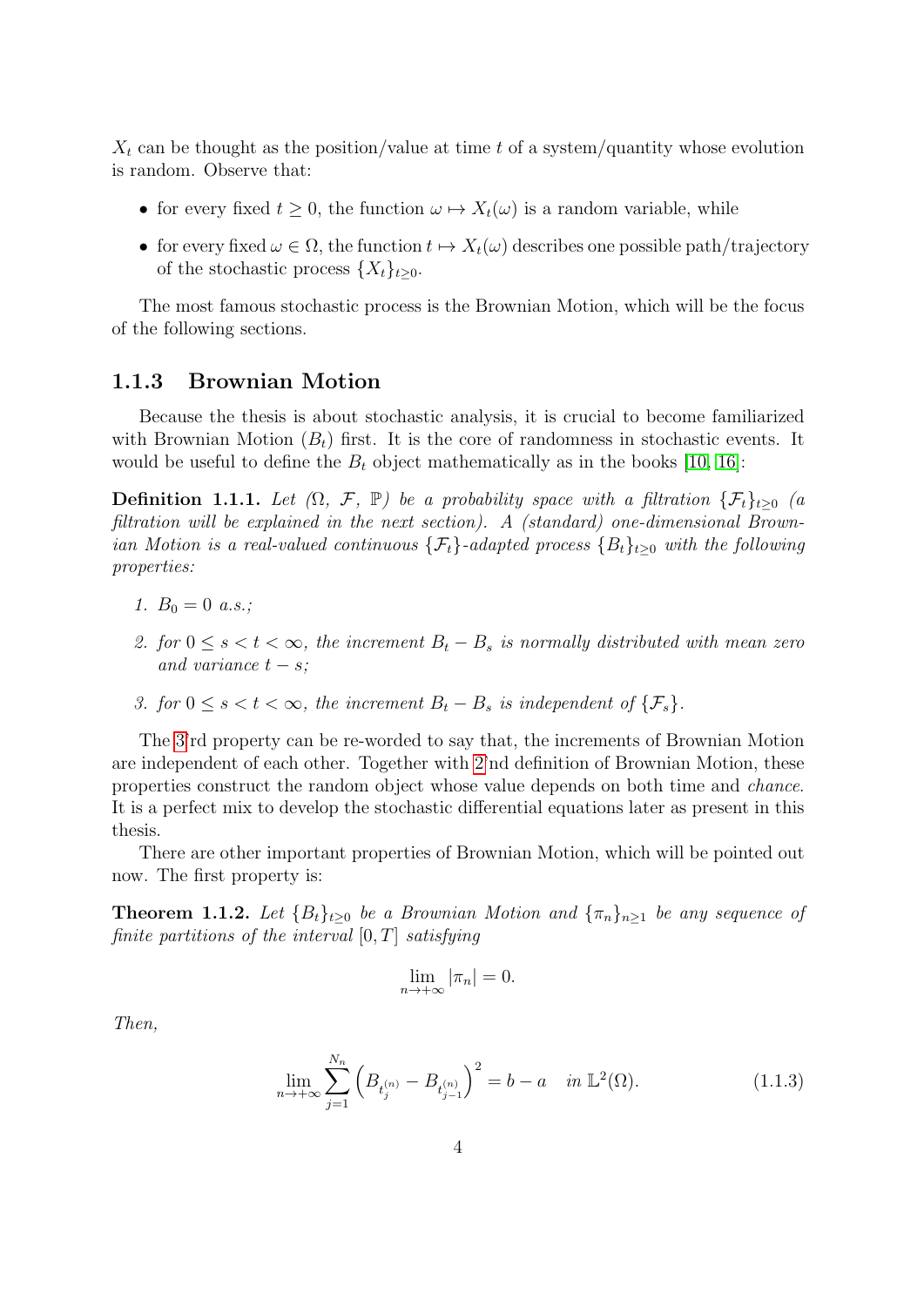$X_t$ can be thought as the position/value at time $t$ of a system/quantity whose evolution is random. Observe that:

- for every fixed $t \geq 0$, the function $\omega \mapsto X_t(\omega)$ is a random variable, while
- for every fixed $\omega \in \Omega$, the function $t \mapsto X_t(\omega)$ describes one possible path/trajectory of the stochastic process $\{X_t\}_{t \geq 0}$.

The most famous stochastic process is the Brownian Motion, which will be the focus of the following sections.

### 1.1.3 Brownian Motion

Because the thesis is about stochastic analysis, it is crucial to become familiarized with Brownian Motion ($B_t$) first. It is the core of randomness in stochastic events. It would be useful to define the $B_t$ object mathematically as in the books [10, 16]:

**Definition 1.1.1.** *Let ($\Omega$, $\mathcal{F}$, $\mathbb{P}$) be a probability space with a filtration $\{\mathcal{F}_t\}_{t \geq 0}$ (a filtration will be explained in the next section). A (standard) one-dimensional Brownian Motion is a real-valued continuous $\{\mathcal{F}_t\}$-adapted process $\{B_t\}_{t \geq 0}$ with the following properties:*

1. *$B_0 = 0$ a.s.;*
2. *for $0 \leq s < t < \infty$, the increment $B_t - B_s$ is normally distributed with mean zero and variance $t - s$;*
3. *for $0 \leq s < t < \infty$, the increment $B_t - B_s$ is independent of $\{\mathcal{F}_s\}$.*

The 3rd property can be re-worded to say that, the increments of Brownian Motion are independent of each other. Together with 2nd definition of Brownian Motion, these properties construct the random object whose value depends on both time and *chance*. It is a perfect mix to develop the stochastic differential equations later as present in this thesis.

There are other important properties of Brownian Motion, which will be pointed out now. The first property is:

**Theorem 1.1.2.** *Let $\{B_t\}_{t \geq 0}$ be a Brownian Motion and $\{\pi_n\}_{n \geq 1}$ be any sequence of finite partitions of the interval $[0, T]$ satisfying*

$$\lim_{n \to +\infty} |\pi_n| = 0.$$

*Then,*

$$\lim_{n \to +\infty} \sum_{j=1}^{N_n} \left( B_{t_j^{(n)}} - B_{t_{j-1}^{(n)}} \right)^2 = b - a \quad \text{in } \mathbb{L}^2(\Omega). \tag{1.1.3}$$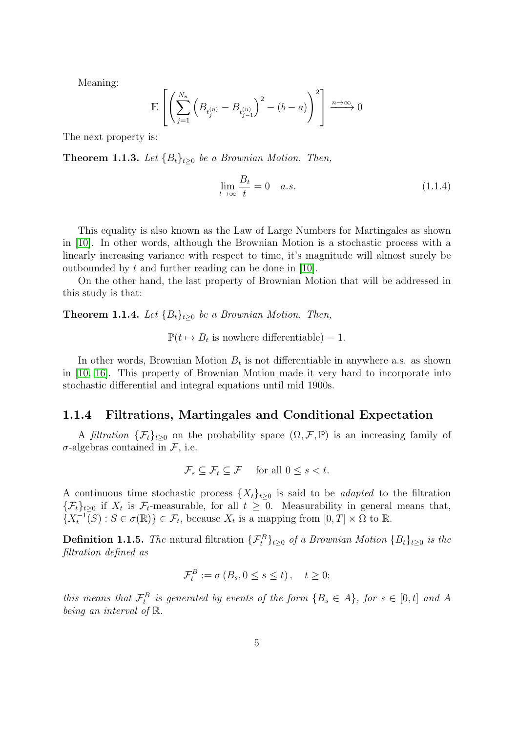Meaning:

$$\mathbb{E}\left[\left(\sum_{j=1}^{N_n}\left(B_{t_j^{(n)}}-B_{t_{j-1}^{(n)}}\right)^2-(b-a)\right)^2\right]\xrightarrow{n\to\infty}0$$

The next property is:

**Theorem 1.1.3.** *Let $\{B_t\}_{t\geq 0}$ be a Brownian Motion. Then,*

$$\lim_{t\to\infty}\frac{B_t}{t}=0 \quad a.s. \tag{1.1.4}$$

This equality is also known as the Law of Large Numbers for Martingales as shown in [10]. In other words, although the Brownian Motion is a stochastic process with a linearly increasing variance with respect to time, it's magnitude will almost surely be outbounded by $t$ and further reading can be done in [10].

On the other hand, the last property of Brownian Motion that will be addressed in this study is that:

**Theorem 1.1.4.** *Let $\{B_t\}_{t\geq 0}$ be a Brownian Motion. Then,*

$$\mathbb{P}(t\mapsto B_t \text{ is nowhere differentiable})=1.$$

In other words, Brownian Motion $B_t$ is not differentiable in anywhere a.s. as shown in [10, 16]. This property of Brownian Motion made it very hard to incorporate into stochastic differential and integral equations until mid 1900s.

### 1.1.4 Filtrations, Martingales and Conditional Expectation

A *filtration* $\{\mathcal{F}_t\}_{t\geq 0}$ on the probability space $(\Omega,\mathcal{F},\mathbb{P})$ is an increasing family of $\sigma$-algebras contained in $\mathcal{F}$, i.e.

$$\mathcal{F}_s\subseteq\mathcal{F}_t\subseteq\mathcal{F} \quad \text{for all } 0\leq s<t.$$

A continuous time stochastic process $\{X_t\}_{t\geq 0}$ is said to be *adapted* to the filtration $\{\mathcal{F}_t\}_{t\geq 0}$ if $X_t$ is $\mathcal{F}_t$-measurable, for all $t\geq 0$. Measurability in general means that, $\{X_t^{-1}(S): S\in\sigma(\mathbb{R})\}\in\mathcal{F}_t$, because $X_t$ is a mapping from $[0,T]\times\Omega$ to $\mathbb{R}$.

**Definition 1.1.5.** *The* natural filtration $\{\mathcal{F}_t^B\}_{t\geq 0}$ *of a Brownian Motion* $\{B_t\}_{t\geq 0}$ *is the filtration defined as*

$$\mathcal{F}_t^B:=\sigma\left(B_s,0\leq s\leq t\right), \quad t\geq 0;$$

*this means that $\mathcal{F}_t^B$ is generated by events of the form $\{B_s\in A\}$, for $s\in[0,t]$ and $A$ being an interval of $\mathbb{R}$.*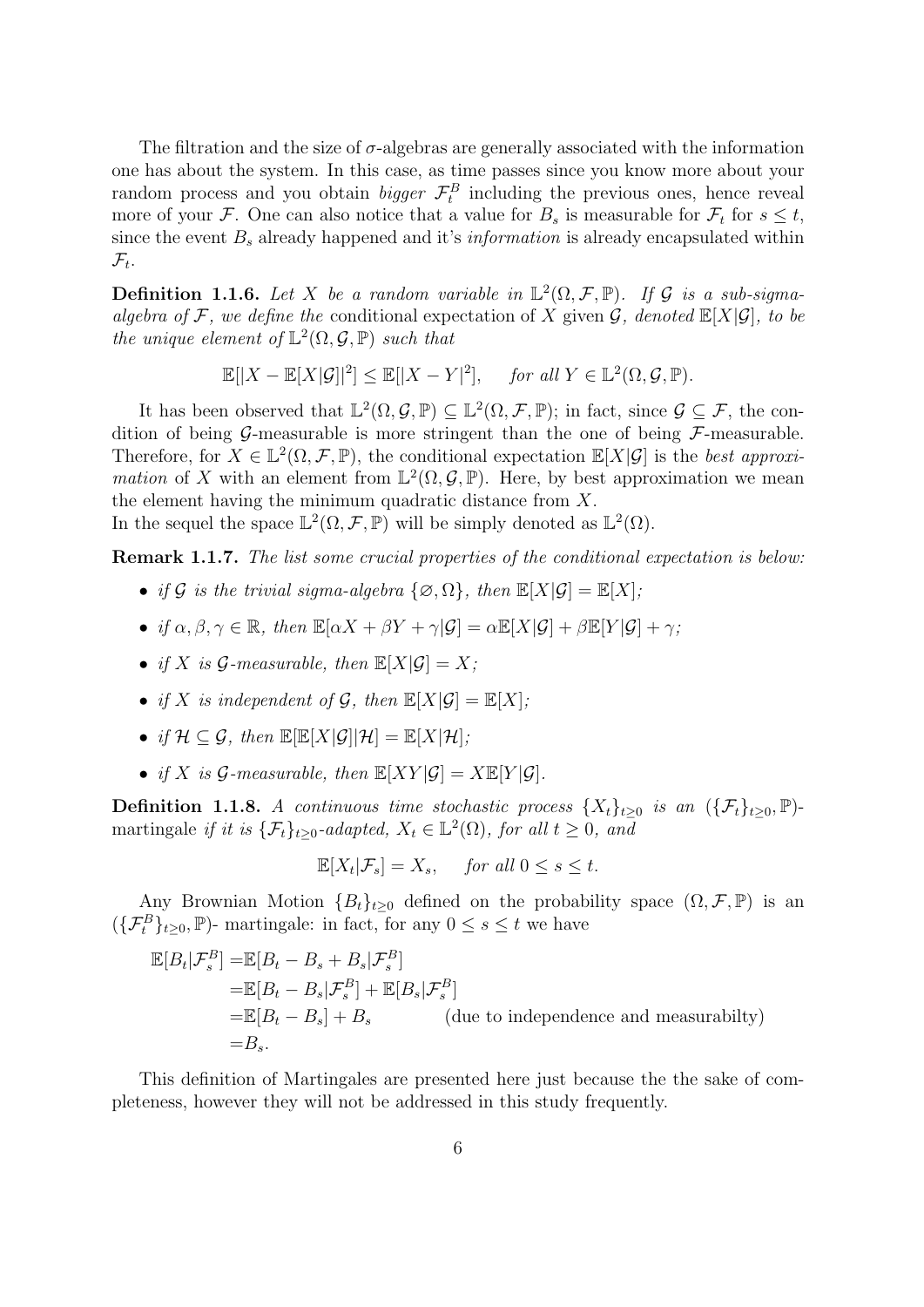The filtration and the size of $\sigma$-algebras are generally associated with the information one has about the system. In this case, as time passes since you know more about your random process and you obtain *bigger* $\mathcal{F}_t^B$ including the previous ones, hence reveal more of your $\mathcal{F}$. One can also notice that a value for $B_s$ is measurable for $\mathcal{F}_t$ for $s \leq t$, since the event $B_s$ already happened and it's *information* is already encapsulated within $\mathcal{F}_t$.

**Definition 1.1.6.** *Let $X$ be a random variable in $\mathbb{L}^2(\Omega, \mathcal{F}, \mathbb{P})$. If $\mathcal{G}$ is a sub-sigma-algebra of $\mathcal{F}$, we define the* conditional expectation of $X$ given $\mathcal{G}$, *denoted $\mathbb{E}[X|\mathcal{G}]$, to be the unique element of $\mathbb{L}^2(\Omega, \mathcal{G}, \mathbb{P})$ such that*

$$\mathbb{E}[|X - \mathbb{E}[X|\mathcal{G}]|^2] \leq \mathbb{E}[|X - Y|^2], \quad \textit{for all } Y \in \mathbb{L}^2(\Omega, \mathcal{G}, \mathbb{P}).$$

It has been observed that $\mathbb{L}^2(\Omega, \mathcal{G}, \mathbb{P}) \subseteq \mathbb{L}^2(\Omega, \mathcal{F}, \mathbb{P})$; in fact, since $\mathcal{G} \subseteq \mathcal{F}$, the condition of being $\mathcal{G}$-measurable is more stringent than the one of being $\mathcal{F}$-measurable. Therefore, for $X \in \mathbb{L}^2(\Omega, \mathcal{F}, \mathbb{P})$, the conditional expectation $\mathbb{E}[X|\mathcal{G}]$ is the *best approximation* of $X$ with an element from $\mathbb{L}^2(\Omega, \mathcal{G}, \mathbb{P})$. Here, by best approximation we mean the element having the minimum quadratic distance from $X$.
In the sequel the space $\mathbb{L}^2(\Omega, \mathcal{F}, \mathbb{P})$ will be simply denoted as $\mathbb{L}^2(\Omega)$.

**Remark 1.1.7.** *The list some crucial properties of the conditional expectation is below:*

- *if $\mathcal{G}$ is the trivial sigma-algebra $\{\varnothing, \Omega\}$, then $\mathbb{E}[X|\mathcal{G}] = \mathbb{E}[X]$;*
- *if $\alpha, \beta, \gamma \in \mathbb{R}$, then $\mathbb{E}[\alpha X + \beta Y + \gamma|\mathcal{G}] = \alpha\mathbb{E}[X|\mathcal{G}] + \beta\mathbb{E}[Y|\mathcal{G}] + \gamma$;*
- *if $X$ is $\mathcal{G}$-measurable, then $\mathbb{E}[X|\mathcal{G}] = X$;*
- *if $X$ is independent of $\mathcal{G}$, then $\mathbb{E}[X|\mathcal{G}] = \mathbb{E}[X]$;*
- *if $\mathcal{H} \subseteq \mathcal{G}$, then $\mathbb{E}[\mathbb{E}[X|\mathcal{G}]|\mathcal{H}] = \mathbb{E}[X|\mathcal{H}]$;*
- *if $X$ is $\mathcal{G}$-measurable, then $\mathbb{E}[XY|\mathcal{G}] = X\mathbb{E}[Y|\mathcal{G}]$.*

**Definition 1.1.8.** *A continuous time stochastic process $\{X_t\}_{t\geq 0}$ is an $(\{\mathcal{F}_t\}_{t\geq 0}, \mathbb{P})$-*martingale *if it is $\{\mathcal{F}_t\}_{t\geq 0}$-adapted, $X_t \in \mathbb{L}^2(\Omega)$, for all $t \geq 0$, and*

$$\mathbb{E}[X_t|\mathcal{F}_s] = X_s, \quad \textit{for all } 0 \leq s \leq t.$$

Any Brownian Motion $\{B_t\}_{t\geq 0}$ defined on the probability space $(\Omega, \mathcal{F}, \mathbb{P})$ is an $(\{\mathcal{F}_t^B\}_{t\geq 0}, \mathbb{P})$- martingale: in fact, for any $0 \leq s \leq t$ we have

$$\begin{aligned}
\mathbb{E}[B_t|\mathcal{F}_s^B] &= \mathbb{E}[B_t - B_s + B_s|\mathcal{F}_s^B] \\
&= \mathbb{E}[B_t - B_s|\mathcal{F}_s^B] + \mathbb{E}[B_s|\mathcal{F}_s^B] \\
&= \mathbb{E}[B_t - B_s] + B_s \qquad \text{(due to independence and measurabilty)} \\
&= B_s.
\end{aligned}$$

This definition of Martingales are presented here just because the the sake of completeness, however they will not be addressed in this study frequently.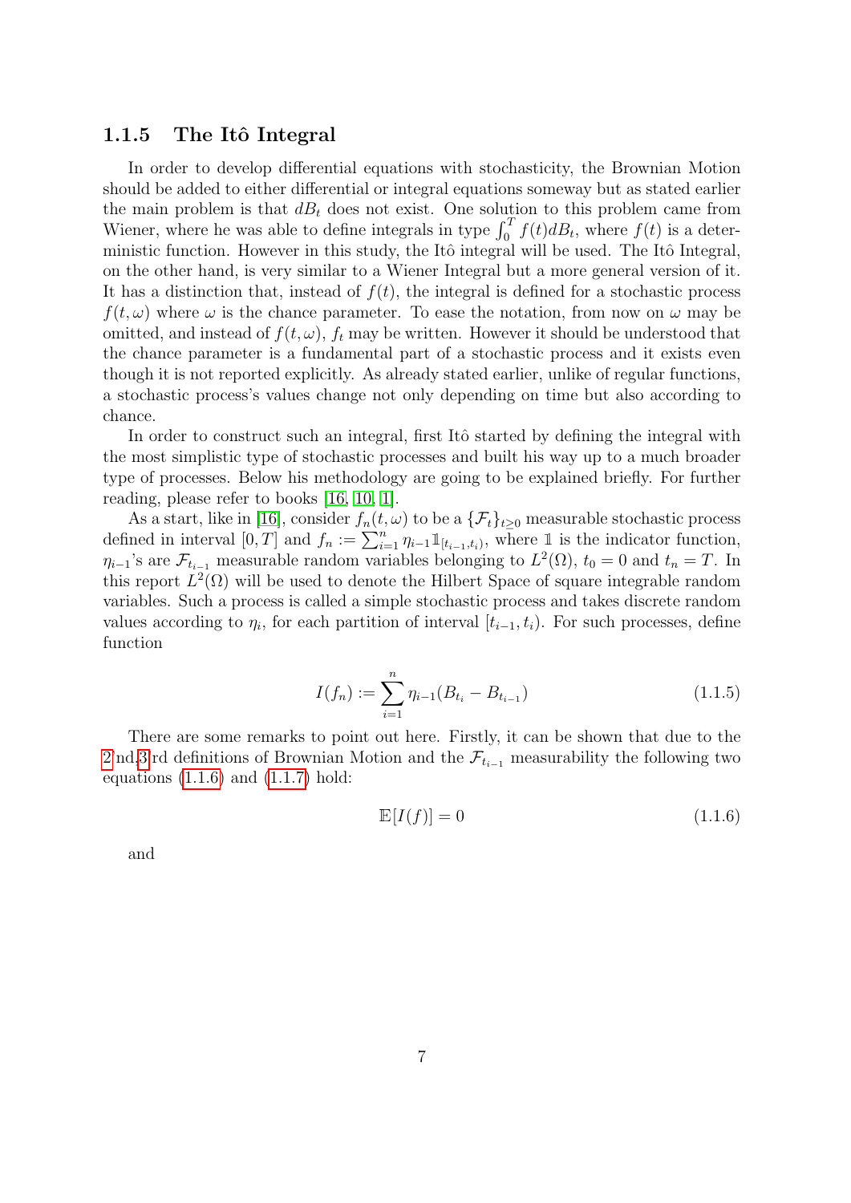### 1.1.5 The Itô Integral

In order to develop differential equations with stochasticity, the Brownian Motion should be added to either differential or integral equations someway but as stated earlier the main problem is that $dB_t$ does not exist. One solution to this problem came from Wiener, where he was able to define integrals in type $\int_0^T f(t)dB_t$, where $f(t)$ is a deterministic function. However in this study, the Itô integral will be used. The Itô Integral, on the other hand, is very similar to a Wiener Integral but a more general version of it. It has a distinction that, instead of $f(t)$, the integral is defined for a stochastic process $f(t,\omega)$ where $\omega$ is the chance parameter. To ease the notation, from now on $\omega$ may be omitted, and instead of $f(t,\omega)$, $f_t$ may be written. However it should be understood that the chance parameter is a fundamental part of a stochastic process and it exists even though it is not reported explicitly. As already stated earlier, unlike of regular functions, a stochastic process's values change not only depending on time but also according to chance.

In order to construct such an integral, first Itô started by defining the integral with the most simplistic type of stochastic processes and built his way up to a much broader type of processes. Below his methodology are going to be explained briefly. For further reading, please refer to books [16, 10, 1].

As a start, like in [16], consider $f_n(t,\omega)$ to be a $\{\mathcal{F}_t\}_{t\geq 0}$ measurable stochastic process defined in interval $[0,T]$ and $f_n := \sum_{i=1}^{n} \eta_{i-1}\mathbb{1}_{[t_{i-1},t_i)}$, where $\mathbb{1}$ is the indicator function, $\eta_{i-1}$'s are $\mathcal{F}_{t_{i-1}}$ measurable random variables belonging to $L^2(\Omega)$, $t_0 = 0$ and $t_n = T$. In this report $L^2(\Omega)$ will be used to denote the Hilbert Space of square integrable random variables. Such a process is called a simple stochastic process and takes discrete random values according to $\eta_i$, for each partition of interval $[t_{i-1}, t_i)$. For such processes, define function

$$I(f_n) := \sum_{i=1}^{n} \eta_{i-1}(B_{t_i} - B_{t_{i-1}}) \tag{1.1.5}$$

There are some remarks to point out here. Firstly, it can be shown that due to the 2nd,3rd definitions of Brownian Motion and the $\mathcal{F}_{t_{i-1}}$ measurability the following two equations (1.1.6) and (1.1.7) hold:

$$\mathbb{E}[I(f)] = 0 \tag{1.1.6}$$

and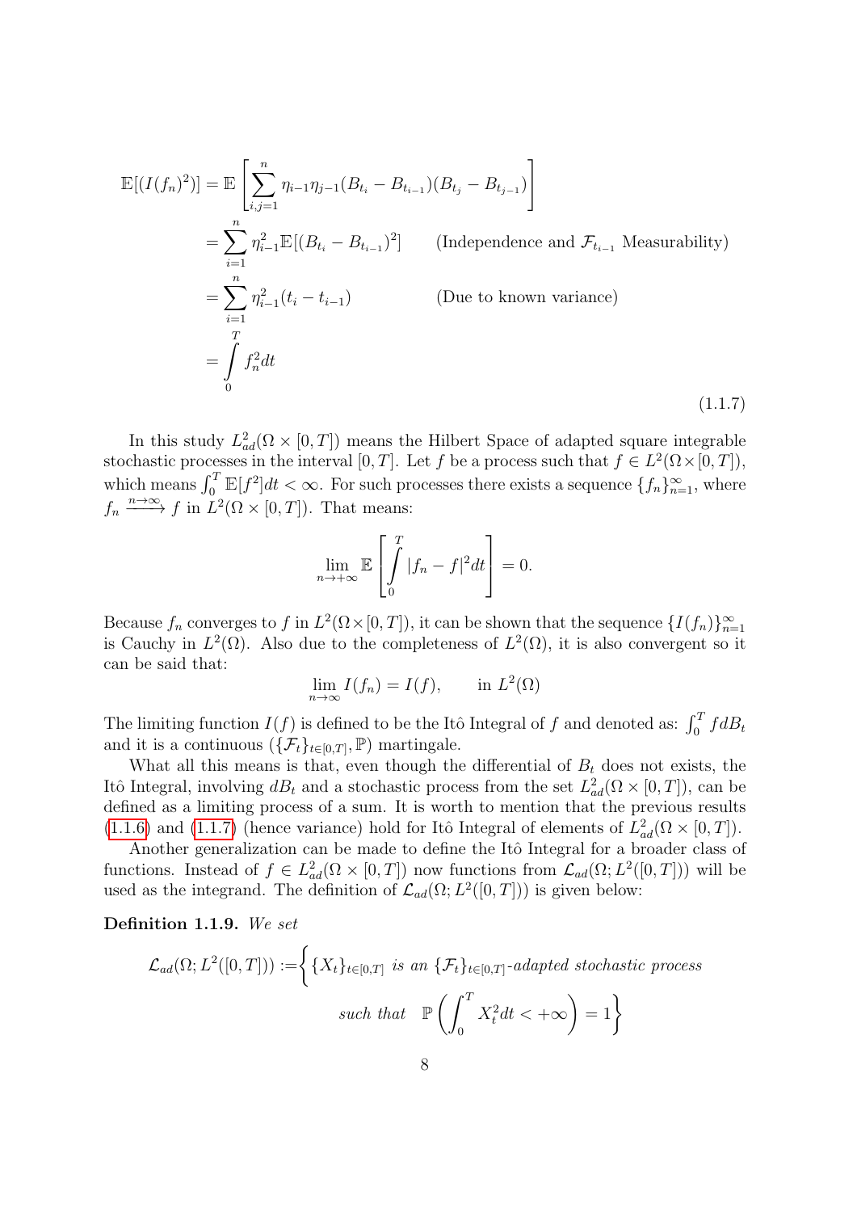$$
\begin{aligned}
\mathbb{E}[(I(f_n)^2)] &= \mathbb{E}\left[\sum_{i,j=1}^{n} \eta_{i-1}\eta_{j-1}(B_{t_i} - B_{t_{i-1}})(B_{t_j} - B_{t_{j-1}})\right] \\
&= \sum_{i=1}^{n} \eta_{i-1}^2 \mathbb{E}[(B_{t_i} - B_{t_{i-1}})^2] \qquad \text{(Independence and } \mathcal{F}_{t_{i-1}} \text{ Measurability)} \\
&= \sum_{i=1}^{n} \eta_{i-1}^2 (t_i - t_{i-1}) \qquad \text{(Due to known variance)} \\
&= \int_0^T f_n^2 dt
\end{aligned}
\tag{1.1.7}
$$

In this study $L^2_{ad}(\Omega \times [0,T])$ means the Hilbert Space of adapted square integrable stochastic processes in the interval $[0,T]$. Let $f$ be a process such that $f \in L^2(\Omega \times [0,T])$, which means $\int_0^T \mathbb{E}[f^2]dt < \infty$. For such processes there exists a sequence $\{f_n\}_{n=1}^{\infty}$, where $f_n \xrightarrow{n\to\infty} f$ in $L^2(\Omega \times [0,T])$. That means:

$$
\lim_{n\to+\infty} \mathbb{E}\left[\int_0^T |f_n - f|^2 dt\right] = 0.
$$

Because $f_n$ converges to $f$ in $L^2(\Omega \times [0,T])$, it can be shown that the sequence $\{I(f_n)\}_{n=1}^{\infty}$ is Cauchy in $L^2(\Omega)$. Also due to the completeness of $L^2(\Omega)$, it is also convergent so it can be said that:

$$
\lim_{n\to\infty} I(f_n) = I(f), \qquad \text{in } L^2(\Omega)
$$

The limiting function $I(f)$ is defined to be the Itô Integral of $f$ and denoted as: $\int_0^T f dB_t$ and it is a continuous $(\{\mathcal{F}_t\}_{t\in[0,T]}, \mathbb{P})$ martingale.

What all this means is that, even though the differential of $B_t$ does not exists, the Itô Integral, involving $dB_t$ and a stochastic process from the set $L^2_{ad}(\Omega \times [0,T])$, can be defined as a limiting process of a sum. It is worth to mention that the previous results (1.1.6) and (1.1.7) (hence variance) hold for Itô Integral of elements of $L^2_{ad}(\Omega \times [0,T])$.

Another generalization can be made to define the Itô Integral for a broader class of functions. Instead of $f \in L^2_{ad}(\Omega \times [0,T])$ now functions from $\mathcal{L}_{ad}(\Omega; L^2([0,T]))$ will be used as the integrand. The definition of $\mathcal{L}_{ad}(\Omega; L^2([0,T]))$ is given below:

**Definition 1.1.9.** *We set*

$$
\mathcal{L}_{ad}(\Omega; L^2([0,T])) := \left\{ \{X_t\}_{t\in[0,T]} \text{ is an } \{\mathcal{F}_t\}_{t\in[0,T]}\text{-adapted stochastic process such that } \mathbb{P}\left(\int_0^T X_t^2 dt < +\infty\right) = 1 \right\}
$$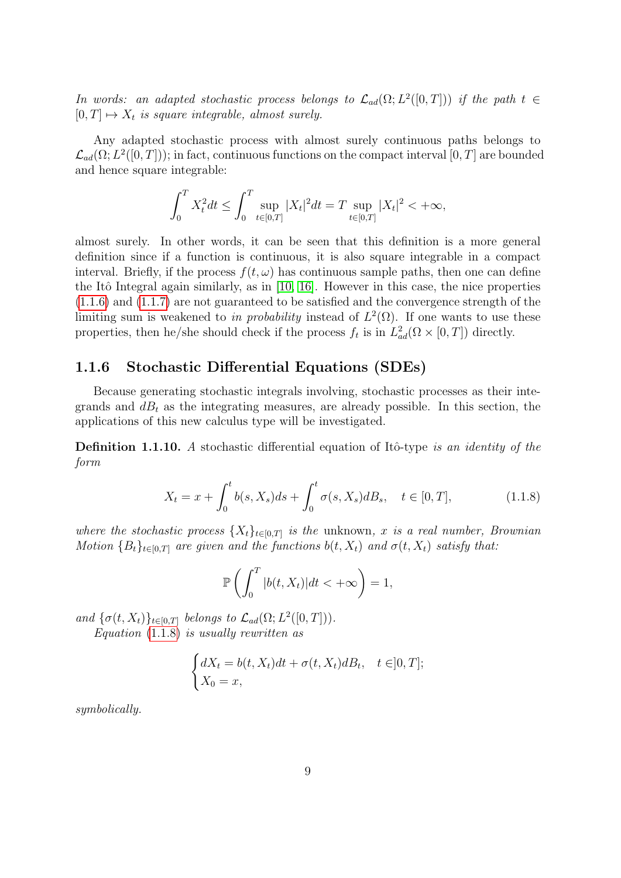*In words: an adapted stochastic process belongs to $\mathcal{L}_{ad}(\Omega; L^2([0,T]))$ if the path $t \in [0,T] \mapsto X_t$ is square integrable, almost surely.*

Any adapted stochastic process with almost surely continuous paths belongs to $\mathcal{L}_{ad}(\Omega; L^2([0,T]))$; in fact, continuous functions on the compact interval $[0,T]$ are bounded and hence square integrable:

$$\int_0^T X_t^2 dt \leq \int_0^T \sup_{t\in[0,T]} |X_t|^2 dt = T \sup_{t\in[0,T]} |X_t|^2 < +\infty,$$

almost surely. In other words, it can be seen that this definition is a more general definition since if a function is continuous, it is also square integrable in a compact interval. Briefly, if the process $f(t,\omega)$ has continuous sample paths, then one can define the Itô Integral again similarly, as in [10, 16]. However in this case, the nice properties (1.1.6) and (1.1.7) are not guaranteed to be satisfied and the convergence strength of the limiting sum is weakened to *in probability* instead of $L^2(\Omega)$. If one wants to use these properties, then he/she should check if the process $f_t$ is in $L^2_{ad}(\Omega \times [0,T])$ directly.

### 1.1.6 Stochastic Differential Equations (SDEs)

Because generating stochastic integrals involving, stochastic processes as their integrands and $dB_t$ as the integrating measures, are already possible. In this section, the applications of this new calculus type will be investigated.

**Definition 1.1.10.** *A* stochastic differential equation of Itô-type *is an identity of the form*

$$X_t = x + \int_0^t b(s, X_s)ds + \int_0^t \sigma(s, X_s)dB_s, \quad t \in [0,T], \tag{1.1.8}$$

*where the stochastic process $\{X_t\}_{t\in[0,T]}$ is the* unknown*, $x$ is a real number, Brownian Motion $\{B_t\}_{t\in[0,T]}$ are given and the functions $b(t,X_t)$ and $\sigma(t,X_t)$ satisfy that:*

$$\mathbb{P}\left(\int_0^T |b(t,X_t)|dt < +\infty\right) = 1,$$

*and $\{\sigma(t,X_t)\}_{t\in[0,T]}$ belongs to $\mathcal{L}_{ad}(\Omega; L^2([0,T]))$.*

*Equation (1.1.8) is usually rewritten as*

$$\begin{cases} dX_t = b(t,X_t)dt + \sigma(t,X_t)dB_t, & t \in ]0,T]; \\ X_0 = x, \end{cases}$$

*symbolically.*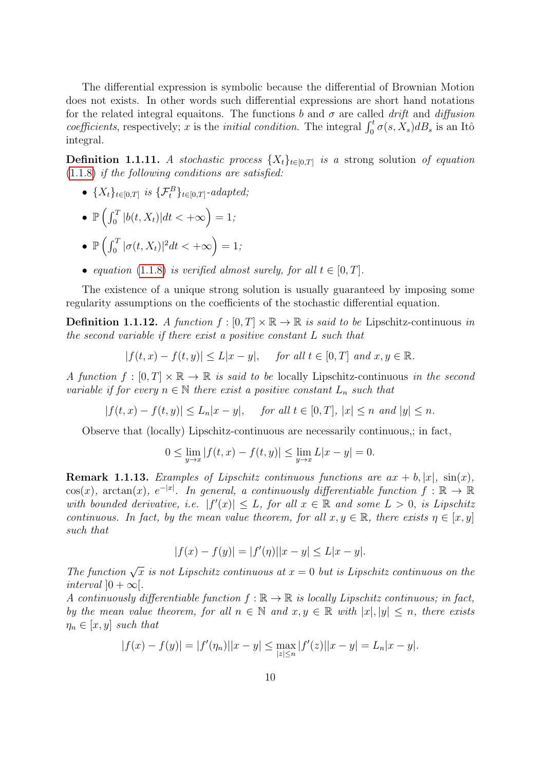The differential expression is symbolic because the differential of Brownian Motion does not exists. In other words such differential expressions are short hand notations for the related integral equaitons. The functions $b$ and $\sigma$ are called *drift* and *diffusion coefficients*, respectively; $x$ is the *initial condition*. The integral $\int_0^t \sigma(s, X_s) dB_s$ is an Itô integral.

**Definition 1.1.11.** *A stochastic process $\{X_t\}_{t\in[0,T]}$ is a* strong solution *of equation* (1.1.8) *if the following conditions are satisfied:*

- *$\{X_t\}_{t\in[0,T]}$ is $\{\mathcal{F}_t^B\}_{t\in[0,T]}$-adapted;*
- $\mathbb{P}\left(\int_0^T |b(t, X_t)| dt < +\infty\right) = 1$*;*
- $\mathbb{P}\left(\int_0^T |\sigma(t, X_t)|^2 dt < +\infty\right) = 1$*;*
- *equation* (1.1.8) *is verified almost surely, for all $t \in [0, T]$.*

The existence of a unique strong solution is usually guaranteed by imposing some regularity assumptions on the coefficients of the stochastic differential equation.

**Definition 1.1.12.** *A function $f : [0, T] \times \mathbb{R} \to \mathbb{R}$ is said to be* Lipschitz-continuous *in the second variable if there exist a positive constant $L$ such that*

$$|f(t, x) - f(t, y)| \leq L|x - y|, \quad \text{for all } t \in [0, T] \text{ and } x, y \in \mathbb{R}.$$

*A function $f : [0, T] \times \mathbb{R} \to \mathbb{R}$ is said to be* locally Lipschitz-continuous *in the second variable if for every $n \in \mathbb{N}$ there exist a positive constant $L_n$ such that*

$$|f(t, x) - f(t, y)| \leq L_n|x - y|, \quad \text{for all } t \in [0, T],\ |x| \leq n \text{ and } |y| \leq n.$$

Observe that (locally) Lipschitz-continuous are necessarily continuous,; in fact,

$$0 \leq \lim_{y\to x} |f(t, x) - f(t, y)| \leq \lim_{y\to x} L|x - y| = 0.$$

**Remark 1.1.13.** *Examples of Lipschitz continuous functions are $ax + b, |x|, \sin(x)$, $\cos(x)$, $\arctan(x)$, $e^{-|x|}$. In general, a continuously differentiable function $f : \mathbb{R} \to \mathbb{R}$ with bounded derivative, i.e. $|f'(x)| \leq L$, for all $x \in \mathbb{R}$ and some $L > 0$, is Lipschitz continuous. In fact, by the mean value theorem, for all $x, y \in \mathbb{R}$, there exists $\eta \in [x, y]$ such that*

$$|f(x) - f(y)| = |f'(\eta)||x - y| \leq L|x - y|.$$

*The function $\sqrt{x}$ is not Lipschitz continuous at $x = 0$ but is Lipschitz continuous on the interval $]0 + \infty[$.*
*A continuously differentiable function $f : \mathbb{R} \to \mathbb{R}$ is locally Lipschitz continuous; in fact, by the mean value theorem, for all $n \in \mathbb{N}$ and $x, y \in \mathbb{R}$ with $|x|, |y| \leq n$, there exists $\eta_n \in [x, y]$ such that*

$$|f(x) - f(y)| = |f'(\eta_n)||x - y| \leq \max_{|z|\leq n} |f'(z)||x - y| = L_n|x - y|.$$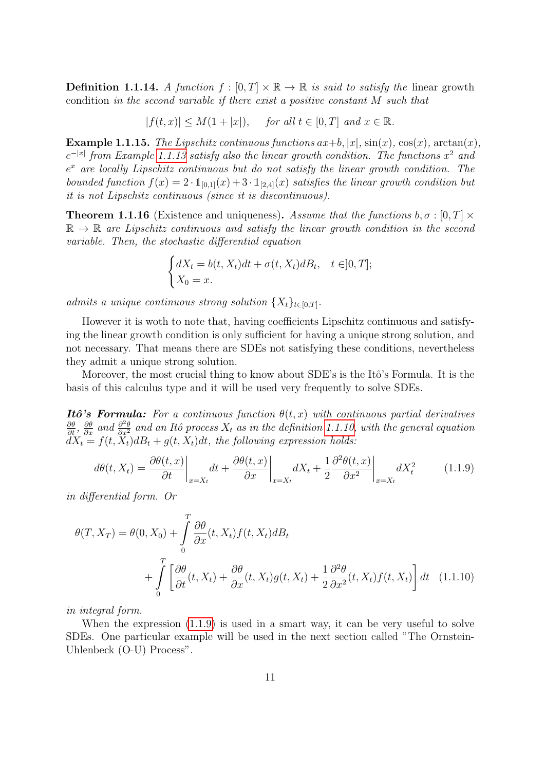**Definition 1.1.14.** *A function $f : [0,T] \times \mathbb{R} \to \mathbb{R}$ is said to satisfy the* linear growth condition *in the second variable if there exist a positive constant $M$ such that*

$$|f(t,x)| \leq M(1 + |x|), \quad \text{for all } t \in [0,T] \text{ and } x \in \mathbb{R}.$$

**Example 1.1.15.** *The Lipschitz continuous functions $ax+b, |x|, \sin(x), \cos(x), \arctan(x)$, $e^{-|x|}$ from Example 1.1.13 satisfy also the linear growth condition. The functions $x^2$ and $e^x$ are locally Lipschitz continuous but do not satisfy the linear growth condition. The bounded function $f(x) = 2 \cdot \mathbb{1}_{[0,1]}(x) + 3 \cdot \mathbb{1}_{[2,4]}(x)$ satisfies the linear growth condition but it is not Lipschitz continuous (since it is discontinuous).*

**Theorem 1.1.16** (Existence and uniqueness)**.** *Assume that the functions $b, \sigma : [0,T] \times \mathbb{R} \to \mathbb{R}$ are Lipschitz continuous and satisfy the linear growth condition in the second variable. Then, the stochastic differential equation*

$$\begin{cases} dX_t = b(t,X_t)dt + \sigma(t,X_t)dB_t, & t \in ]0,T]; \\ X_0 = x. \end{cases}$$

*admits a unique continuous strong solution $\{X_t\}_{t\in[0,T]}$.*

However it is woth to note that, having coefficients Lipschitz continuous and satisfying the linear growth condition is only sufficient for having a unique strong solution, and not necessary. That means there are SDEs not satisfying these conditions, nevertheless they admit a unique strong solution.

Moreover, the most crucial thing to know about SDE's is the Itô's Formula. It is the basis of this calculus type and it will be used very frequently to solve SDEs.

***Itô's Formula:*** *For a continuous function $\theta(t,x)$ with continuous partial derivatives $\frac{\partial \theta}{\partial t}$, $\frac{\partial \theta}{\partial x}$ and $\frac{\partial^2 \theta}{\partial x^2}$ and an Itô process $X_t$ as in the definition 1.1.10, with the general equation $dX_t = f(t,X_t)dB_t + g(t,X_t)dt$, the following expression holds:*

$$d\theta(t,X_t) = \left.\frac{\partial \theta(t,x)}{\partial t}\right|_{x=X_t} dt + \left.\frac{\partial \theta(t,x)}{\partial x}\right|_{x=X_t} dX_t + \frac{1}{2}\left.\frac{\partial^2 \theta(t,x)}{\partial x^2}\right|_{x=X_t} dX_t^2 \tag{1.1.9}$$

*in differential form. Or*

$$\theta(T,X_T) = \theta(0,X_0) + \int_0^T \frac{\partial \theta}{\partial x}(t,X_t) f(t,X_t) dB_t + \int_0^T \left[ \frac{\partial \theta}{\partial t}(t,X_t) + \frac{\partial \theta}{\partial x}(t,X_t) g(t,X_t) + \frac{1}{2}\frac{\partial^2 \theta}{\partial x^2}(t,X_t) f(t,X_t) \right] dt \tag{1.1.10}$$

*in integral form.*

When the expression (1.1.9) is used in a smart way, it can be very useful to solve SDEs. One particular example will be used in the next section called "The Ornstein-Uhlenbeck (O-U) Process".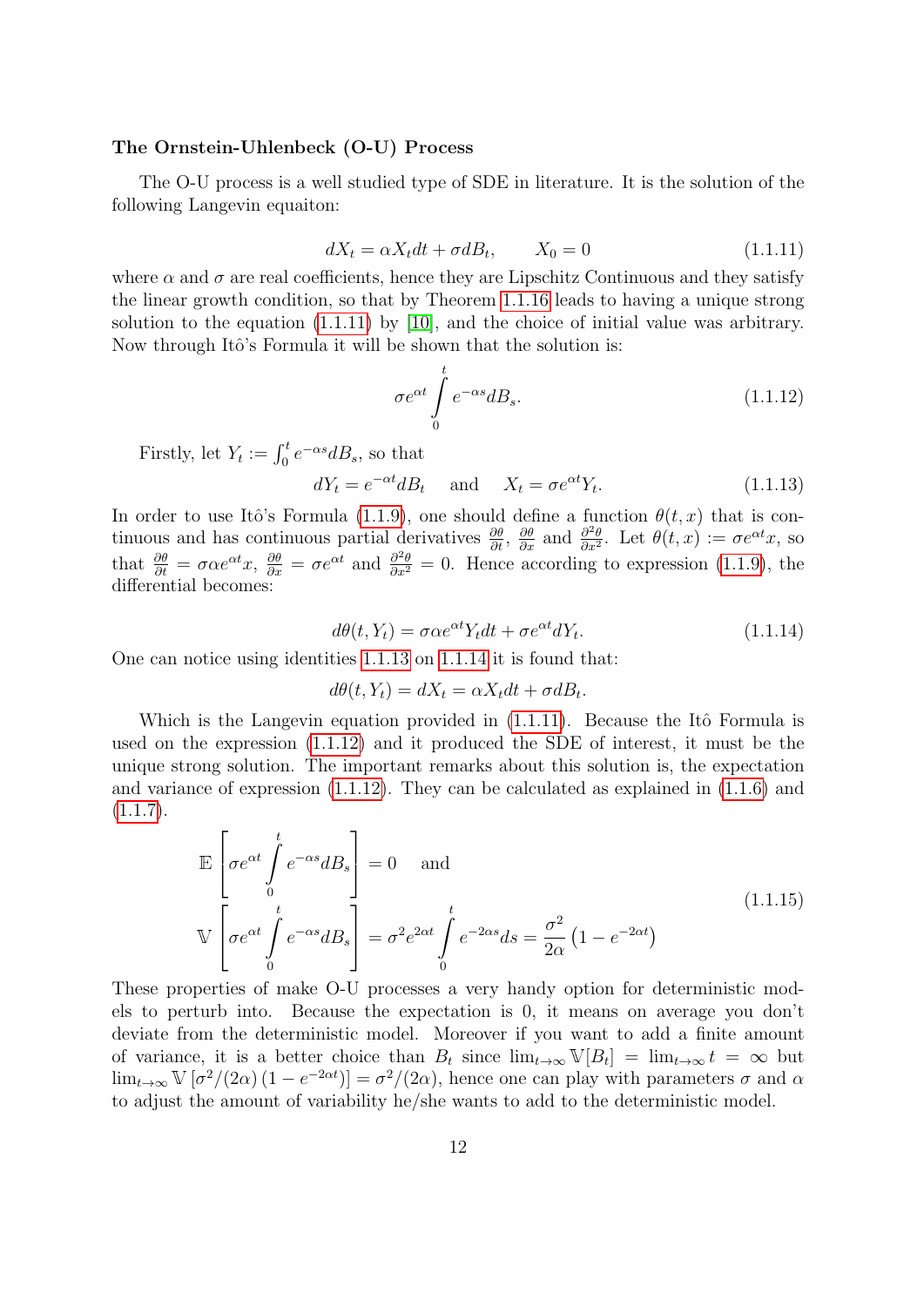**The Ornstein-Uhlenbeck (O-U) Process**

The O-U process is a well studied type of SDE in literature. It is the solution of the following Langevin equaiton:

$$dX_t = \alpha X_t dt + \sigma dB_t, \qquad X_0 = 0 \tag{1.1.11}$$

where $\alpha$ and $\sigma$ are real coefficients, hence they are Lipschitz Continuous and they satisfy the linear growth condition, so that by Theorem 1.1.16 leads to having a unique strong solution to the equation (1.1.11) by [10], and the choice of initial value was arbitrary. Now through Itô's Formula it will be shown that the solution is:

$$\sigma e^{\alpha t} \int_0^t e^{-\alpha s} dB_s. \tag{1.1.12}$$

Firstly, let $Y_t := \int_0^t e^{-\alpha s} dB_s$, so that

$$dY_t = e^{-\alpha t} dB_t \quad \text{ and } \quad X_t = \sigma e^{\alpha t} Y_t. \tag{1.1.13}$$

In order to use Itô's Formula (1.1.9), one should define a function $\theta(t,x)$ that is continuous and has continuous partial derivatives $\frac{\partial \theta}{\partial t}$, $\frac{\partial \theta}{\partial x}$ and $\frac{\partial^2 \theta}{\partial x^2}$. Let $\theta(t,x) := \sigma e^{\alpha t} x$, so that $\frac{\partial \theta}{\partial t} = \sigma \alpha e^{\alpha t} x$, $\frac{\partial \theta}{\partial x} = \sigma e^{\alpha t}$ and $\frac{\partial^2 \theta}{\partial x^2} = 0$. Hence according to expression (1.1.9), the differential becomes:

$$d\theta(t, Y_t) = \sigma \alpha e^{\alpha t} Y_t dt + \sigma e^{\alpha t} dY_t. \tag{1.1.14}$$

One can notice using identities 1.1.13 on 1.1.14 it is found that:

$$d\theta(t, Y_t) = dX_t = \alpha X_t dt + \sigma dB_t.$$

Which is the Langevin equation provided in (1.1.11). Because the Itô Formula is used on the expression (1.1.12) and it produced the SDE of interest, it must be the unique strong solution. The important remarks about this solution is, the expectation and variance of expression (1.1.12). They can be calculated as explained in (1.1.6) and (1.1.7).

$$\begin{aligned}
&\mathbb{E}\left[\sigma e^{\alpha t} \int_0^t e^{-\alpha s} dB_s\right] = 0 \quad \text{ and } \\
&\mathbb{V}\left[\sigma e^{\alpha t} \int_0^t e^{-\alpha s} dB_s\right] = \sigma^2 e^{2\alpha t} \int_0^t e^{-2\alpha s} ds = \frac{\sigma^2}{2\alpha}\left(1 - e^{-2\alpha t}\right)
\end{aligned} \tag{1.1.15}$$

These properties of make O-U processes a very handy option for deterministic models to perturb into. Because the expectation is 0, it means on average you don't deviate from the deterministic model. Moreover if you want to add a finite amount of variance, it is a better choice than $B_t$ since $\lim_{t\to\infty} \mathbb{V}[B_t] = \lim_{t\to\infty} t = \infty$ but $\lim_{t\to\infty} \mathbb{V}\left[\sigma^2/(2\alpha)\left(1 - e^{-2\alpha t}\right)\right] = \sigma^2/(2\alpha)$, hence one can play with parameters $\sigma$ and $\alpha$ to adjust the amount of variability he/she wants to add to the deterministic model.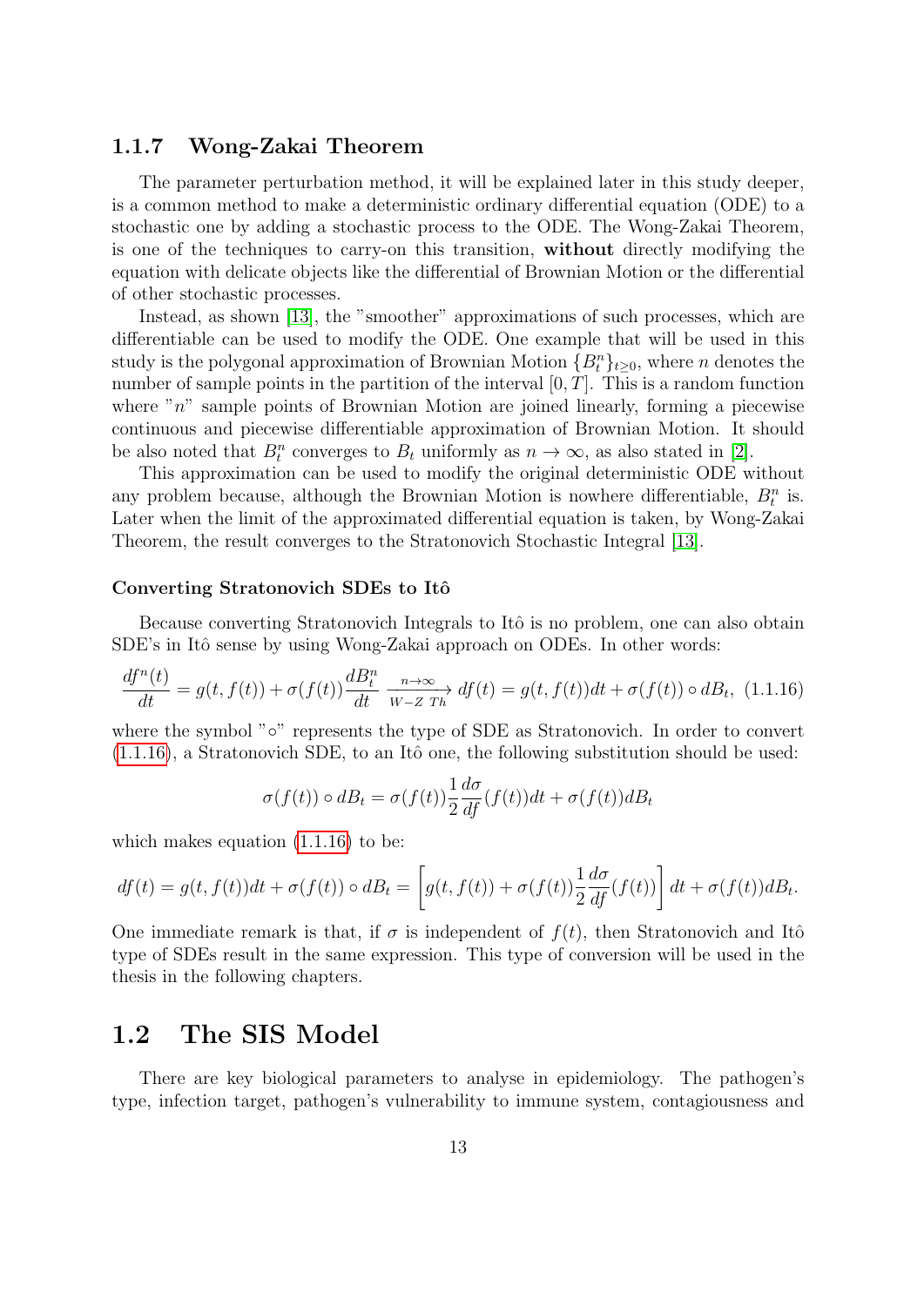### 1.1.7 Wong-Zakai Theorem

The parameter perturbation method, it will be explained later in this study deeper, is a common method to make a deterministic ordinary differential equation (ODE) to a stochastic one by adding a stochastic process to the ODE. The Wong-Zakai Theorem, is one of the techniques to carry-on this transition, **without** directly modifying the equation with delicate objects like the differential of Brownian Motion or the differential of other stochastic processes.

Instead, as shown [13], the "smoother" approximations of such processes, which are differentiable can be used to modify the ODE. One example that will be used in this study is the polygonal approximation of Brownian Motion $\{B_t^n\}_{t\geq 0}$, where $n$ denotes the number of sample points in the partition of the interval $[0, T]$. This is a random function where "$n$" sample points of Brownian Motion are joined linearly, forming a piecewise continuous and piecewise differentiable approximation of Brownian Motion. It should be also noted that $B_t^n$ converges to $B_t$ uniformly as $n \to \infty$, as also stated in [2].

This approximation can be used to modify the original deterministic ODE without any problem because, although the Brownian Motion is nowhere differentiable, $B_t^n$ is. Later when the limit of the approximated differential equation is taken, by Wong-Zakai Theorem, the result converges to the Stratonovich Stochastic Integral [13].

#### Converting Stratonovich SDEs to Itô

Because converting Stratonovich Integrals to Itô is no problem, one can also obtain SDE's in Itô sense by using Wong-Zakai approach on ODEs. In other words:

$$\frac{df^n(t)}{dt} = g(t, f(t)) + \sigma(f(t))\frac{dB_t^n}{dt} \xrightarrow[W-Z\ Th]{n\to\infty} df(t) = g(t, f(t))dt + \sigma(f(t)) \circ dB_t, \quad (1.1.16)$$

where the symbol "$\circ$" represents the type of SDE as Stratonovich. In order to convert (1.1.16), a Stratonovich SDE, to an Itô one, the following substitution should be used:

$$\sigma(f(t)) \circ dB_t = \sigma(f(t))\frac{1}{2}\frac{d\sigma}{df}(f(t))dt + \sigma(f(t))dB_t$$

which makes equation (1.1.16) to be:

$$df(t) = g(t, f(t))dt + \sigma(f(t)) \circ dB_t = \left[g(t, f(t)) + \sigma(f(t))\frac{1}{2}\frac{d\sigma}{df}(f(t))\right]dt + \sigma(f(t))dB_t.$$

One immediate remark is that, if $\sigma$ is independent of $f(t)$, then Stratonovich and Itô type of SDEs result in the same expression. This type of conversion will be used in the thesis in the following chapters.

## 1.2 The SIS Model

There are key biological parameters to analyse in epidemiology. The pathogen's type, infection target, pathogen's vulnerability to immune system, contagiousness and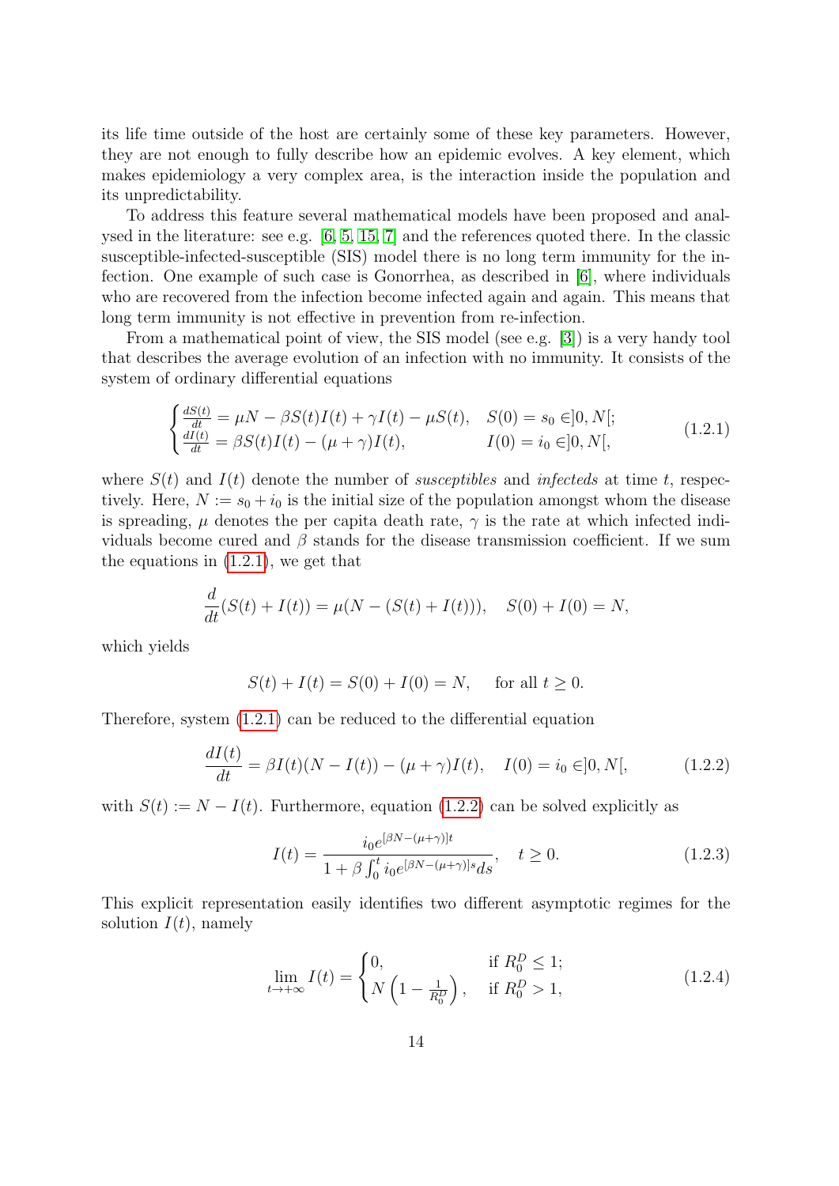its life time outside of the host are certainly some of these key parameters. However, they are not enough to fully describe how an epidemic evolves. A key element, which makes epidemiology a very complex area, is the interaction inside the population and its unpredictability.

To address this feature several mathematical models have been proposed and analysed in the literature: see e.g. [6, 5, 15, 7] and the references quoted there. In the classic susceptible-infected-susceptible (SIS) model there is no long term immunity for the infection. One example of such case is Gonorrhea, as described in [6], where individuals who are recovered from the infection become infected again and again. This means that long term immunity is not effective in prevention from re-infection.

From a mathematical point of view, the SIS model (see e.g. [3]) is a very handy tool that describes the average evolution of an infection with no immunity. It consists of the system of ordinary differential equations

$$
\begin{cases} \frac{dS(t)}{dt} = \mu N - \beta S(t)I(t) + \gamma I(t) - \mu S(t), & S(0) = s_0 \in ]0, N[; \\ \frac{dI(t)}{dt} = \beta S(t)I(t) - (\mu + \gamma)I(t), & I(0) = i_0 \in ]0, N[, \end{cases} \tag{1.2.1}
$$

where $S(t)$ and $I(t)$ denote the number of *susceptibles* and *infecteds* at time $t$, respectively. Here, $N := s_0 + i_0$ is the initial size of the population amongst whom the disease is spreading, $\mu$ denotes the per capita death rate, $\gamma$ is the rate at which infected individuals become cured and $\beta$ stands for the disease transmission coefficient. If we sum the equations in (1.2.1), we get that

$$
\frac{d}{dt}(S(t) + I(t)) = \mu(N - (S(t) + I(t))), \quad S(0) + I(0) = N,
$$

which yields

$$
S(t) + I(t) = S(0) + I(0) = N, \quad \text{for all } t \geq 0.
$$

Therefore, system (1.2.1) can be reduced to the differential equation

$$
\frac{dI(t)}{dt} = \beta I(t)(N - I(t)) - (\mu + \gamma)I(t), \quad I(0) = i_0 \in ]0, N[, \tag{1.2.2}
$$

with $S(t) := N - I(t)$. Furthermore, equation (1.2.2) can be solved explicitly as

$$
I(t) = \frac{i_0 e^{[\beta N - (\mu+\gamma)]t}}{1 + \beta \int_0^t i_0 e^{[\beta N - (\mu+\gamma)]s} ds}, \quad t \geq 0. \tag{1.2.3}
$$

This explicit representation easily identifies two different asymptotic regimes for the solution $I(t)$, namely

$$
\lim_{t \to +\infty} I(t) = \begin{cases} 0, & \text{if } R_0^D \leq 1; \\ N\left(1 - \frac{1}{R_0^D}\right), & \text{if } R_0^D > 1, \end{cases} \tag{1.2.4}
$$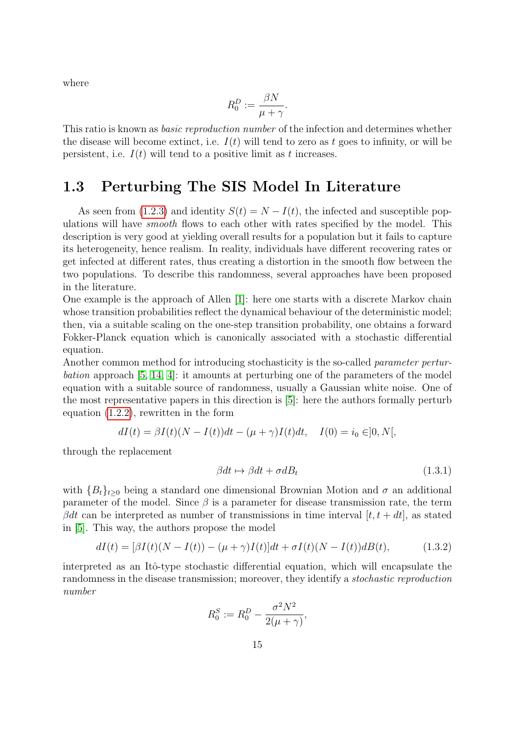where

$$R_0^D := \frac{\beta N}{\mu + \gamma}.$$

This ratio is known as *basic reproduction number* of the infection and determines whether the disease will become extinct, i.e. $I(t)$ will tend to zero as $t$ goes to infinity, or will be persistent, i.e. $I(t)$ will tend to a positive limit as $t$ increases.

## 1.3 Perturbing The SIS Model In Literature

As seen from (1.2.3) and identity $S(t) = N - I(t)$, the infected and susceptible populations will have *smooth* flows to each other with rates specified by the model. This description is very good at yielding overall results for a population but it fails to capture its heterogeneity, hence realism. In reality, individuals have different recovering rates or get infected at different rates, thus creating a distortion in the smooth flow between the two populations. To describe this randomness, several approaches have been proposed in the literature.
One example is the approach of Allen [1]: here one starts with a discrete Markov chain whose transition probabilities reflect the dynamical behaviour of the deterministic model; then, via a suitable scaling on the one-step transition probability, one obtains a forward Fokker-Planck equation which is canonically associated with a stochastic differential equation.
Another common method for introducing stochasticity is the so-called *parameter perturbation* approach [5, 14, 4]: it amounts at perturbing one of the parameters of the model equation with a suitable source of randomness, usually a Gaussian white noise. One of the most representative papers in this direction is [5]: here the authors formally perturb equation (1.2.2), rewritten in the form

$$dI(t) = \beta I(t)(N - I(t))dt - (\mu + \gamma)I(t)dt, \quad I(0) = i_0 \in ]0, N[,$$

through the replacement

$$\beta dt \mapsto \beta dt + \sigma dB_t \tag{1.3.1}$$

with $\{B_t\}_{t \geq 0}$ being a standard one dimensional Brownian Motion and $\sigma$ an additional parameter of the model. Since $\beta$ is a parameter for disease transmission rate, the term $\beta dt$ can be interpreted as number of transmissions in time interval $[t, t + dt]$, as stated in [5]. This way, the authors propose the model

$$dI(t) = [\beta I(t)(N - I(t)) - (\mu + \gamma)I(t)]dt + \sigma I(t)(N - I(t))dB(t), \tag{1.3.2}$$

interpreted as an Itô-type stochastic differential equation, which will encapsulate the randomness in the disease transmission; moreover, they identify a *stochastic reproduction number*

$$R_0^S := R_0^D - \frac{\sigma^2 N^2}{2(\mu + \gamma)},$$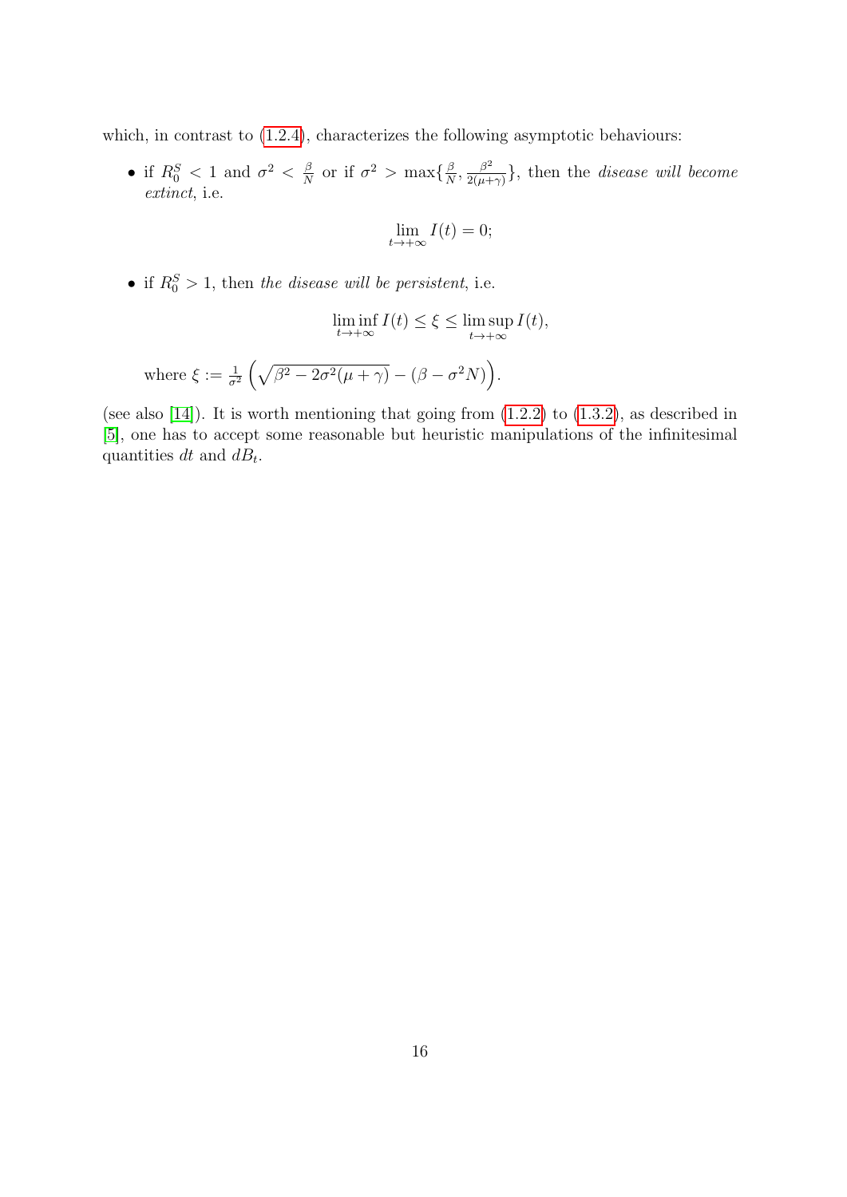which, in contrast to (1.2.4), characterizes the following asymptotic behaviours:

- if $R_0^S < 1$ and $\sigma^2 < \frac{\beta}{N}$ or if $\sigma^2 > \max\{\frac{\beta}{N}, \frac{\beta^2}{2(\mu+\gamma)}\}$, then the *disease will become extinct*, i.e.

$$\lim_{t\to+\infty} I(t) = 0;$$

- if $R_0^S > 1$, then *the disease will be persistent*, i.e.

$$\liminf_{t\to+\infty} I(t) \leq \xi \leq \limsup_{t\to+\infty} I(t),$$

  where $\xi := \frac{1}{\sigma^2}\left(\sqrt{\beta^2 - 2\sigma^2(\mu+\gamma)} - (\beta - \sigma^2 N)\right)$.

(see also [14]). It is worth mentioning that going from (1.2.2) to (1.3.2), as described in [5], one has to accept some reasonable but heuristic manipulations of the infinitesimal quantities $dt$ and $dB_t$.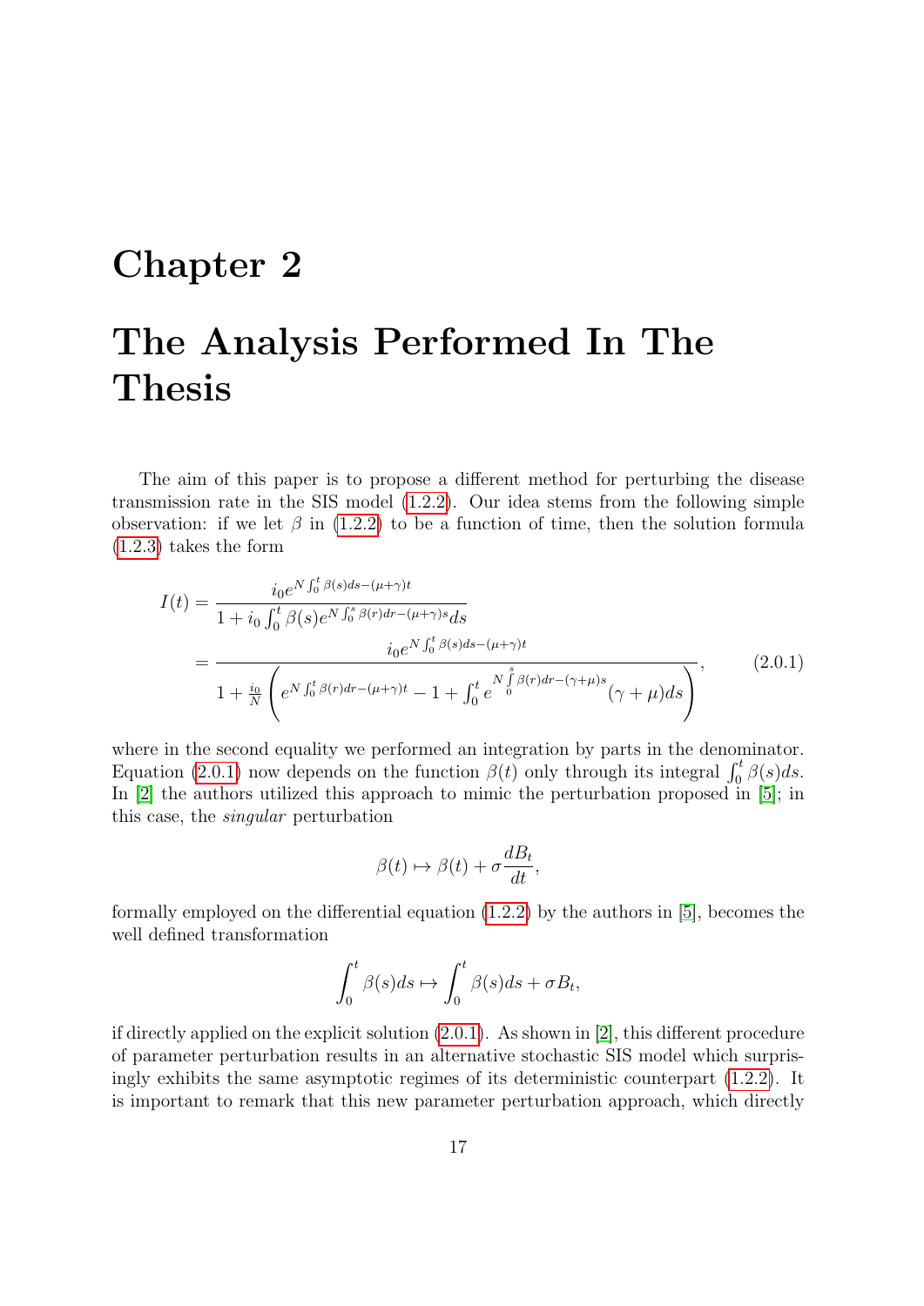# Chapter 2

# The Analysis Performed In The Thesis

The aim of this paper is to propose a different method for perturbing the disease transmission rate in the SIS model (1.2.2). Our idea stems from the following simple observation: if we let $\beta$ in (1.2.2) to be a function of time, then the solution formula (1.2.3) takes the form

$$
\begin{aligned}
I(t) &= \frac{i_0 e^{N\int_0^t \beta(s)ds-(\mu+\gamma)t}}{1+i_0\int_0^t \beta(s)e^{N\int_0^s \beta(r)dr-(\mu+\gamma)s}ds} \\
&= \frac{i_0 e^{N\int_0^t \beta(s)ds-(\mu+\gamma)t}}{1+\frac{i_0}{N}\left(e^{N\int_0^t \beta(r)dr-(\mu+\gamma)t}-1+\int_0^t e^{N\int_0^s \beta(r)dr-(\gamma+\mu)s}(\gamma+\mu)ds\right)},
\end{aligned}
\tag{2.0.1}
$$

where in the second equality we performed an integration by parts in the denominator. Equation (2.0.1) now depends on the function $\beta(t)$ only through its integral $\int_0^t \beta(s)ds$. In [2] the authors utilized this approach to mimic the perturbation proposed in [5]; in this case, the *singular* perturbation

$$
\beta(t) \mapsto \beta(t) + \sigma\frac{dB_t}{dt},
$$

formally employed on the differential equation (1.2.2) by the authors in [5], becomes the well defined transformation

$$
\int_0^t \beta(s)ds \mapsto \int_0^t \beta(s)ds + \sigma B_t,
$$

if directly applied on the explicit solution (2.0.1). As shown in [2], this different procedure of parameter perturbation results in an alternative stochastic SIS model which surprisingly exhibits the same asymptotic regimes of its deterministic counterpart (1.2.2). It is important to remark that this new parameter perturbation approach, which directly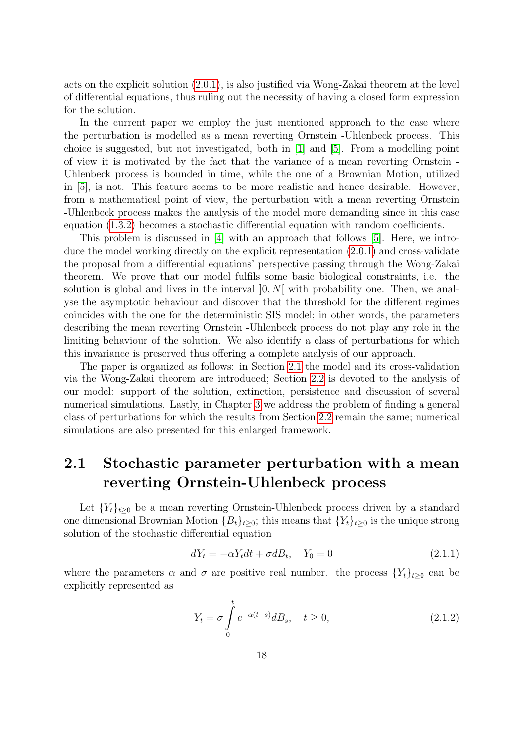acts on the explicit solution (2.0.1), is also justified via Wong-Zakai theorem at the level of differential equations, thus ruling out the necessity of having a closed form expression for the solution.

In the current paper we employ the just mentioned approach to the case where the perturbation is modelled as a mean reverting Ornstein -Uhlenbeck process. This choice is suggested, but not investigated, both in [1] and [5]. From a modelling point of view it is motivated by the fact that the variance of a mean reverting Ornstein - Uhlenbeck process is bounded in time, while the one of a Brownian Motion, utilized in [5], is not. This feature seems to be more realistic and hence desirable. However, from a mathematical point of view, the perturbation with a mean reverting Ornstein -Uhlenbeck process makes the analysis of the model more demanding since in this case equation (1.3.2) becomes a stochastic differential equation with random coefficients.

This problem is discussed in [4] with an approach that follows [5]. Here, we introduce the model working directly on the explicit representation (2.0.1) and cross-validate the proposal from a differential equations' perspective passing through the Wong-Zakai theorem. We prove that our model fulfils some basic biological constraints, i.e. the solution is global and lives in the interval $]0, N[$ with probability one. Then, we analyse the asymptotic behaviour and discover that the threshold for the different regimes coincides with the one for the deterministic SIS model; in other words, the parameters describing the mean reverting Ornstein -Uhlenbeck process do not play any role in the limiting behaviour of the solution. We also identify a class of perturbations for which this invariance is preserved thus offering a complete analysis of our approach.

The paper is organized as follows: in Section 2.1 the model and its cross-validation via the Wong-Zakai theorem are introduced; Section 2.2 is devoted to the analysis of our model: support of the solution, extinction, persistence and discussion of several numerical simulations. Lastly, in Chapter 3 we address the problem of finding a general class of perturbations for which the results from Section 2.2 remain the same; numerical simulations are also presented for this enlarged framework.

## 2.1 Stochastic parameter perturbation with a mean reverting Ornstein-Uhlenbeck process

Let $\{Y_t\}_{t\geq 0}$ be a mean reverting Ornstein-Uhlenbeck process driven by a standard one dimensional Brownian Motion $\{B_t\}_{t\geq 0}$; this means that $\{Y_t\}_{t\geq 0}$ is the unique strong solution of the stochastic differential equation

$$dY_t = -\alpha Y_t dt + \sigma dB_t, \quad Y_0 = 0 \tag{2.1.1}$$

where the parameters $\alpha$ and $\sigma$ are positive real number. the process $\{Y_t\}_{t\geq 0}$ can be explicitly represented as

$$Y_t = \sigma \int_0^t e^{-\alpha(t-s)} dB_s, \quad t \geq 0, \tag{2.1.2}$$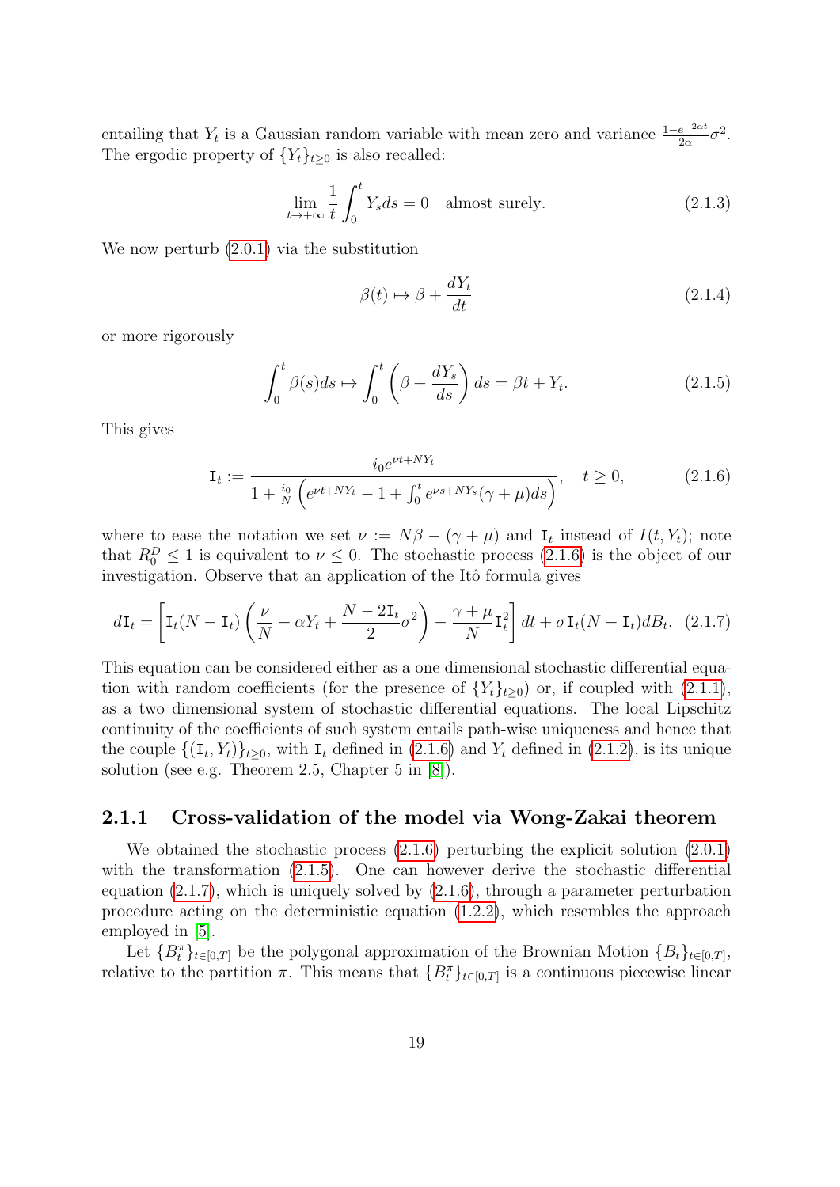entailing that $Y_t$ is a Gaussian random variable with mean zero and variance $\frac{1-e^{-2\alpha t}}{2\alpha}\sigma^2$. The ergodic property of $\{Y_t\}_{t\geq 0}$ is also recalled:

$$\lim_{t\to+\infty} \frac{1}{t}\int_0^t Y_s ds = 0 \quad \text{almost surely.} \tag{2.1.3}$$

We now perturb (2.0.1) via the substitution

$$\beta(t) \mapsto \beta + \frac{dY_t}{dt} \tag{2.1.4}$$

or more rigorously

$$\int_0^t \beta(s)ds \mapsto \int_0^t \left(\beta + \frac{dY_s}{ds}\right) ds = \beta t + Y_t. \tag{2.1.5}$$

This gives

$$\mathtt{I}_t := \frac{i_0 e^{\nu t + NY_t}}{1 + \frac{i_0}{N}\left(e^{\nu t+NY_t} - 1 + \int_0^t e^{\nu s + NY_s}(\gamma+\mu)ds\right)}, \quad t \geq 0, \tag{2.1.6}$$

where to ease the notation we set $\nu := N\beta - (\gamma+\mu)$ and $\mathtt{I}_t$ instead of $I(t, Y_t)$; note that $R_0^D \leq 1$ is equivalent to $\nu \leq 0$. The stochastic process (2.1.6) is the object of our investigation. Observe that an application of the Itô formula gives

$$d\mathtt{I}_t = \left[\mathtt{I}_t(N-\mathtt{I}_t)\left(\frac{\nu}{N} - \alpha Y_t + \frac{N-2\mathtt{I}_t}{2}\sigma^2\right) - \frac{\gamma+\mu}{N}\mathtt{I}_t^2\right]dt + \sigma \mathtt{I}_t(N-\mathtt{I}_t)dB_t. \tag{2.1.7}$$

This equation can be considered either as a one dimensional stochastic differential equation with random coefficients (for the presence of $\{Y_t\}_{t\geq 0}$) or, if coupled with (2.1.1), as a two dimensional system of stochastic differential equations. The local Lipschitz continuity of the coefficients of such system entails path-wise uniqueness and hence that the couple $\{(\mathtt{I}_t, Y_t)\}_{t\geq 0}$, with $\mathtt{I}_t$ defined in (2.1.6) and $Y_t$ defined in (2.1.2), is its unique solution (see e.g. Theorem 2.5, Chapter 5 in [8]).

### 2.1.1 Cross-validation of the model via Wong-Zakai theorem

We obtained the stochastic process (2.1.6) perturbing the explicit solution (2.0.1) with the transformation (2.1.5). One can however derive the stochastic differential equation (2.1.7), which is uniquely solved by (2.1.6), through a parameter perturbation procedure acting on the deterministic equation (1.2.2), which resembles the approach employed in [5].

Let $\{B_t^\pi\}_{t\in[0,T]}$ be the polygonal approximation of the Brownian Motion $\{B_t\}_{t\in[0,T]}$, relative to the partition $\pi$. This means that $\{B_t^\pi\}_{t\in[0,T]}$ is a continuous piecewise linear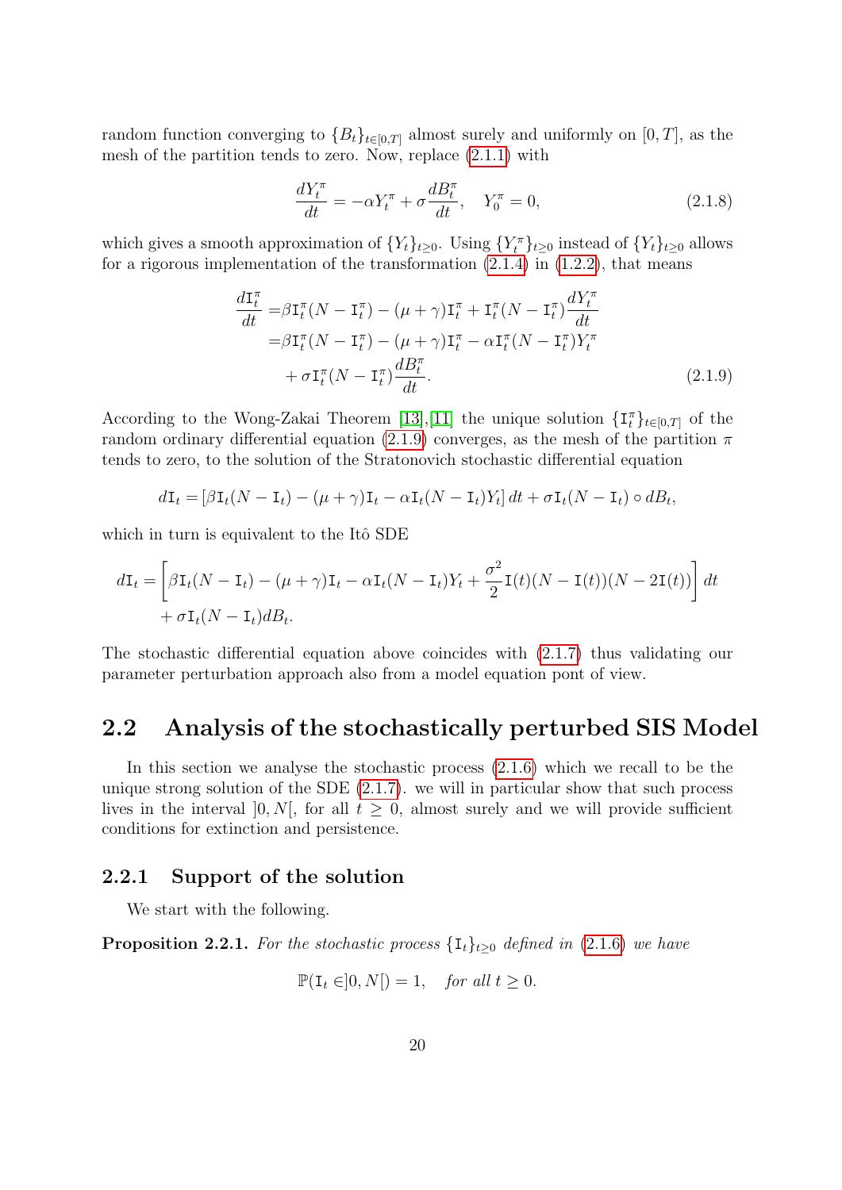random function converging to $\{B_t\}_{t\in[0,T]}$ almost surely and uniformly on $[0,T]$, as the mesh of the partition tends to zero. Now, replace (2.1.1) with

$$\frac{dY_t^\pi}{dt} = -\alpha Y_t^\pi + \sigma \frac{dB_t^\pi}{dt}, \quad Y_0^\pi = 0, \tag{2.1.8}$$

which gives a smooth approximation of $\{Y_t\}_{t\geq 0}$. Using $\{Y_t^\pi\}_{t\geq 0}$ instead of $\{Y_t\}_{t\geq 0}$ allows for a rigorous implementation of the transformation (2.1.4) in (1.2.2), that means

$$\begin{aligned}
\frac{d\mathtt{I}_t^\pi}{dt} =& \beta \mathtt{I}_t^\pi (N - \mathtt{I}_t^\pi) - (\mu+\gamma)\mathtt{I}_t^\pi + \mathtt{I}_t^\pi (N - \mathtt{I}_t^\pi)\frac{dY_t^\pi}{dt} \\
=& \beta \mathtt{I}_t^\pi (N - \mathtt{I}_t^\pi) - (\mu+\gamma)\mathtt{I}_t^\pi - \alpha \mathtt{I}_t^\pi (N - \mathtt{I}_t^\pi) Y_t^\pi \\
&+ \sigma \mathtt{I}_t^\pi (N - \mathtt{I}_t^\pi)\frac{dB_t^\pi}{dt}.
\end{aligned} \tag{2.1.9}$$

According to the Wong-Zakai Theorem [13],[11] the unique solution $\{\mathtt{I}_t^\pi\}_{t\in[0,T]}$ of the random ordinary differential equation (2.1.9) converges, as the mesh of the partition $\pi$ tends to zero, to the solution of the Stratonovich stochastic differential equation

$$d\mathtt{I}_t = [\beta \mathtt{I}_t(N - \mathtt{I}_t) - (\mu+\gamma)\mathtt{I}_t - \alpha \mathtt{I}_t(N-\mathtt{I}_t)Y_t]\,dt + \sigma \mathtt{I}_t(N - \mathtt{I}_t) \circ dB_t,$$

which in turn is equivalent to the Itô SDE

$$\begin{aligned}
d\mathtt{I}_t =& \left[\beta \mathtt{I}_t(N - \mathtt{I}_t) - (\mu+\gamma)\mathtt{I}_t - \alpha \mathtt{I}_t(N-\mathtt{I}_t)Y_t + \frac{\sigma^2}{2}\mathtt{I}(t)(N - \mathtt{I}(t))(N - 2\mathtt{I}(t))\right] dt \\
&+ \sigma \mathtt{I}_t(N - \mathtt{I}_t) dB_t.
\end{aligned}$$

The stochastic differential equation above coincides with (2.1.7) thus validating our parameter perturbation approach also from a model equation pont of view.

## 2.2 Analysis of the stochastically perturbed SIS Model

In this section we analyse the stochastic process (2.1.6) which we recall to be the unique strong solution of the SDE (2.1.7). we will in particular show that such process lives in the interval $]0, N[$, for all $t \geq 0$, almost surely and we will provide sufficient conditions for extinction and persistence.

### 2.2.1 Support of the solution

We start with the following.

**Proposition 2.2.1.** *For the stochastic process $\{\mathtt{I}_t\}_{t\geq 0}$ defined in (2.1.6) we have*

$$\mathbb{P}(\mathtt{I}_t \in ]0, N[) = 1, \quad \textit{for all } t \geq 0.$$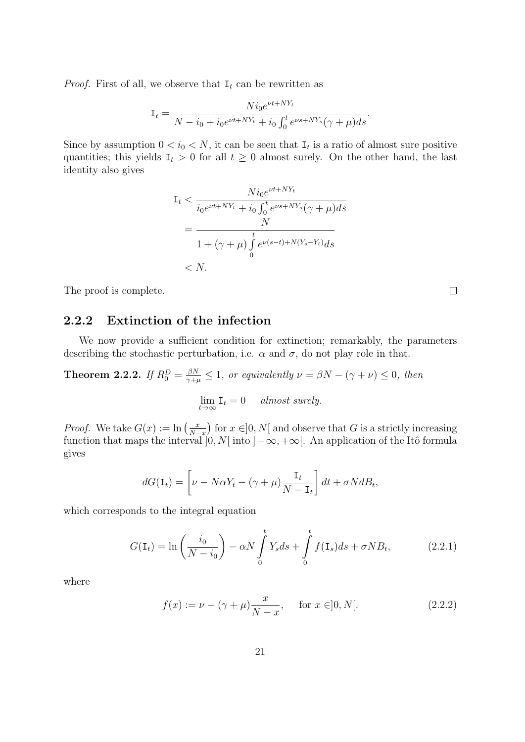*Proof.* First of all, we observe that $\mathtt{I}_t$ can be rewritten as

$$\mathtt{I}_t = \frac{N i_0 e^{\nu t + N Y_t}}{N - i_0 + i_0 e^{\nu t + N Y_t} + i_0 \int_0^t e^{\nu s + N Y_s} (\gamma + \mu) ds}.$$

Since by assumption $0 < i_0 < N$, it can be seen that $\mathtt{I}_t$ is a ratio of almost sure positive quantities; this yields $\mathtt{I}_t > 0$ for all $t \geq 0$ almost surely. On the other hand, the last identity also gives

$$\begin{aligned}
\mathtt{I}_t &< \frac{N i_0 e^{\nu t + N Y_t}}{i_0 e^{\nu t + N Y_t} + i_0 \int_0^t e^{\nu s + N Y_s} (\gamma + \mu) ds} \\
&= \frac{N}{1 + (\gamma + \mu) \int\limits_0^t e^{\nu (s - t) + N (Y_s - Y_t)} ds} \\
&< N.
\end{aligned}$$

The proof is complete. $\square$

### 2.2.2 Extinction of the infection

We now provide a sufficient condition for extinction; remarkably, the parameters describing the stochastic perturbation, i.e. $\alpha$ and $\sigma$, do not play role in that.

**Theorem 2.2.2.** *If $R_0^D = \frac{\beta N}{\gamma + \mu} \leq 1$, or equivalently $\nu = \beta N - (\gamma + \nu) \leq 0$, then*

$$\lim_{t \to \infty} \mathtt{I}_t = 0 \quad \text{almost surely.}$$

*Proof.* We take $G(x) := \ln\left(\frac{x}{N - x}\right)$ for $x \in ]0, N[$ and observe that $G$ is a strictly increasing function that maps the interval $]0, N[$ into $]-\infty, +\infty[$. An application of the Itô formula gives

$$dG(\mathtt{I}_t) = \left[ \nu - N \alpha Y_t - (\gamma + \mu) \frac{\mathtt{I}_t}{N - \mathtt{I}_t} \right] dt + \sigma N dB_t,$$

which corresponds to the integral equation

$$G(\mathtt{I}_t) = \ln\left(\frac{i_0}{N - i_0}\right) - \alpha N \int\limits_0^t Y_s ds + \int\limits_0^t f(\mathtt{I}_s) ds + \sigma N B_t, \tag{2.2.1}$$

where

$$f(x) := \nu - (\gamma + \mu) \frac{x}{N - x}, \quad \text{for } x \in ]0, N[. \tag{2.2.2}$$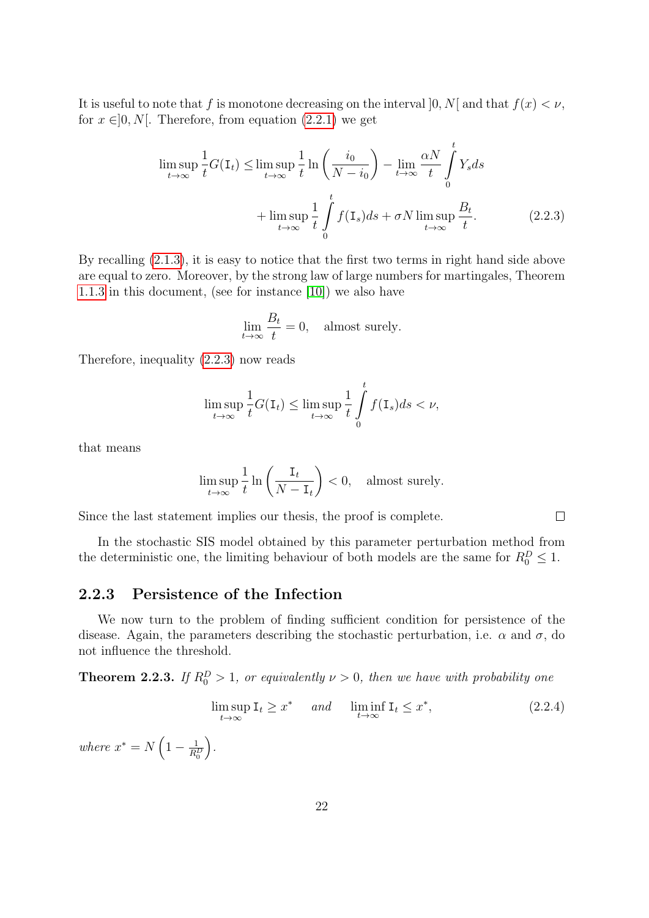It is useful to note that $f$ is monotone decreasing on the interval $]0, N[$ and that $f(x) < \nu$, for $x \in ]0, N[$. Therefore, from equation (2.2.1) we get

$$\limsup_{t\to\infty} \frac{1}{t} G(\mathtt{I}_t) \leq \limsup_{t\to\infty} \frac{1}{t} \ln\left(\frac{i_0}{N - i_0}\right) - \lim_{t\to\infty} \frac{\alpha N}{t} \int_0^t Y_s ds$$
$$+ \limsup_{t\to\infty} \frac{1}{t} \int_0^t f(\mathtt{I}_s) ds + \sigma N \limsup_{t\to\infty} \frac{B_t}{t}. \tag{2.2.3}$$

By recalling (2.1.3), it is easy to notice that the first two terms in right hand side above are equal to zero. Moreover, by the strong law of large numbers for martingales, Theorem 1.1.3 in this document, (see for instance [10]) we also have

$$\lim_{t\to\infty} \frac{B_t}{t} = 0, \quad \text{almost surely.}$$

Therefore, inequality (2.2.3) now reads

$$\limsup_{t\to\infty} \frac{1}{t} G(\mathtt{I}_t) \leq \limsup_{t\to\infty} \frac{1}{t} \int_0^t f(\mathtt{I}_s) ds < \nu,$$

that means

$$\limsup_{t\to\infty} \frac{1}{t} \ln\left(\frac{\mathtt{I}_t}{N - \mathtt{I}_t}\right) < 0, \quad \text{almost surely.}$$

Since the last statement implies our thesis, the proof is complete. □

In the stochastic SIS model obtained by this parameter perturbation method from the deterministic one, the limiting behaviour of both models are the same for $R_0^D \leq 1$.

### 2.2.3 Persistence of the Infection

We now turn to the problem of finding sufficient condition for persistence of the disease. Again, the parameters describing the stochastic perturbation, i.e. $\alpha$ and $\sigma$, do not influence the threshold.

**Theorem 2.2.3.** *If $R_0^D > 1$, or equivalently $\nu > 0$, then we have with probability one*

$$\limsup_{t\to\infty} \mathtt{I}_t \geq x^* \quad \text{and} \quad \liminf_{t\to\infty} \mathtt{I}_t \leq x^*, \tag{2.2.4}$$

*where $x^* = N\left(1 - \frac{1}{R_0^D}\right)$.*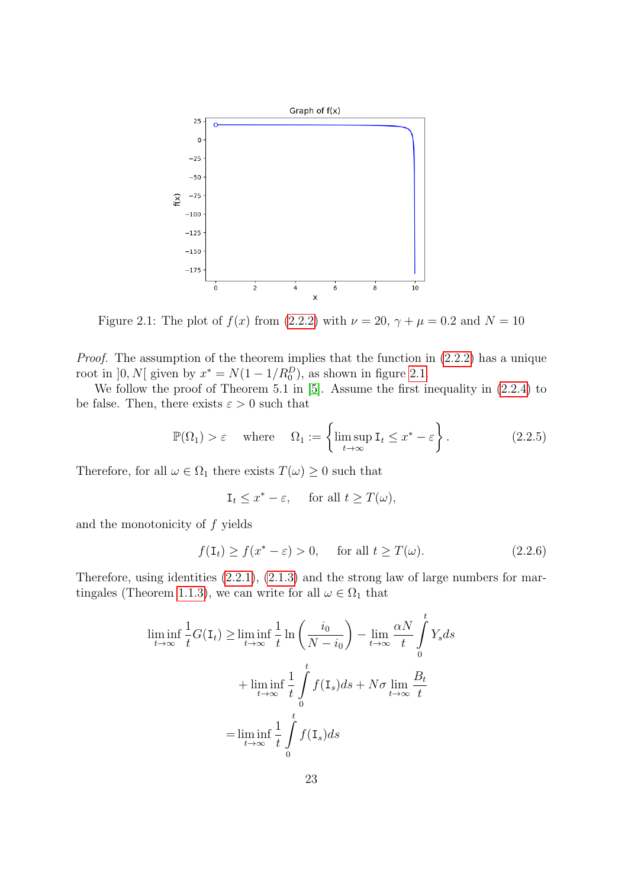Figure 2.1: The plot of $f(x)$ from (2.2.2) with $\nu = 20$, $\gamma + \mu = 0.2$ and $N = 10$

*Proof.* The assumption of the theorem implies that the function in (2.2.2) has a unique root in $]0, N[$ given by $x^* = N(1 - 1/R_0^D)$, as shown in figure 2.1.

We follow the proof of Theorem 5.1 in [5]. Assume the first inequality in (2.2.4) to be false. Then, there exists $\varepsilon > 0$ such that

$$\mathbb{P}(\Omega_1) > \varepsilon \quad \text{where} \quad \Omega_1 := \left\{ \limsup_{t\to\infty} \mathtt{I}_t \leq x^* - \varepsilon \right\}. \tag{2.2.5}$$

Therefore, for all $\omega \in \Omega_1$ there exists $T(\omega) \geq 0$ such that

$$\mathtt{I}_t \leq x^* - \varepsilon, \quad \text{for all } t \geq T(\omega),$$

and the monotonicity of $f$ yields

$$f(\mathtt{I}_t) \geq f(x^* - \varepsilon) > 0, \quad \text{for all } t \geq T(\omega). \tag{2.2.6}$$

Therefore, using identities (2.2.1), (2.1.3) and the strong law of large numbers for martingales (Theorem 1.1.3), we can write for all $\omega \in \Omega_1$ that

$$\begin{aligned}
\liminf_{t\to\infty} \frac{1}{t} G(\mathtt{I}_t) \geq& \liminf_{t\to\infty} \frac{1}{t} \ln\left(\frac{i_0}{N - i_0}\right) - \lim_{t\to\infty} \frac{\alpha N}{t} \int_0^t Y_s ds \\
&+ \liminf_{t\to\infty} \frac{1}{t} \int_0^t f(\mathtt{I}_s) ds + N\sigma \lim_{t\to\infty} \frac{B_t}{t} \\
=& \liminf_{t\to\infty} \frac{1}{t} \int_0^t f(\mathtt{I}_s) ds
\end{aligned}$$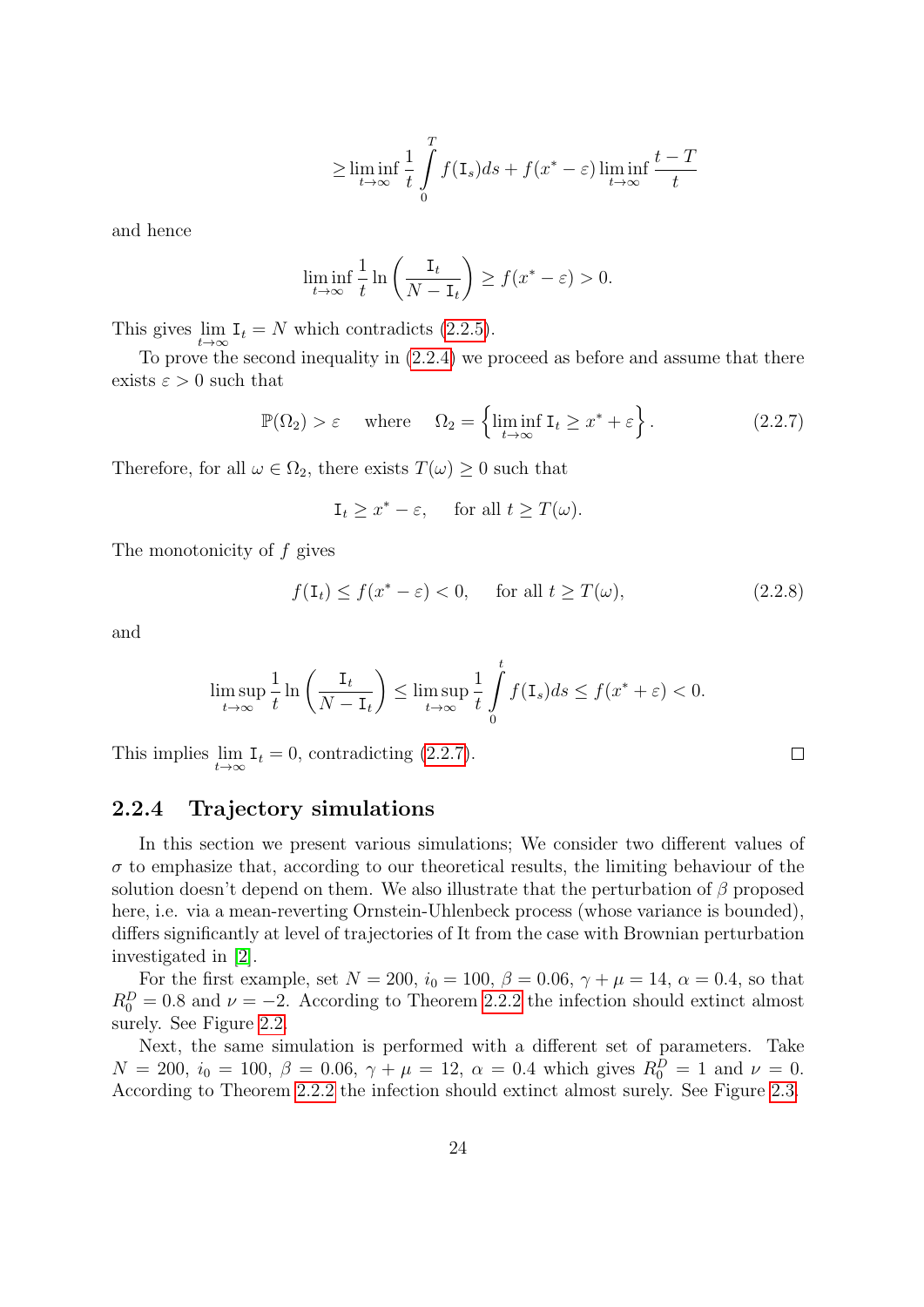$$\geq \liminf_{t\to\infty} \frac{1}{t}\int_0^T f(\mathtt{I}_s)ds + f(x^* - \varepsilon)\liminf_{t\to\infty}\frac{t-T}{t}$$

and hence

$$\liminf_{t\to\infty} \frac{1}{t}\ln\left(\frac{\mathtt{I}_t}{N-\mathtt{I}_t}\right) \geq f(x^*-\varepsilon) > 0.$$

This gives $\lim_{t\to\infty} \mathtt{I}_t = N$ which contradicts (2.2.5).

To prove the second inequality in (2.2.4) we proceed as before and assume that there exists $\varepsilon > 0$ such that

$$\mathbb{P}(\Omega_2) > \varepsilon \quad \text{where} \quad \Omega_2 = \left\{\liminf_{t\to\infty} \mathtt{I}_t \geq x^* + \varepsilon\right\}. \tag{2.2.7}$$

Therefore, for all $\omega \in \Omega_2$, there exists $T(\omega) \geq 0$ such that

$$\mathtt{I}_t \geq x^* - \varepsilon, \quad \text{for all } t \geq T(\omega).$$

The monotonicity of $f$ gives

$$f(\mathtt{I}_t) \leq f(x^* - \varepsilon) < 0, \quad \text{for all } t \geq T(\omega), \tag{2.2.8}$$

and

$$\limsup_{t\to\infty} \frac{1}{t}\ln\left(\frac{\mathtt{I}_t}{N-\mathtt{I}_t}\right) \leq \limsup_{t\to\infty}\frac{1}{t}\int_0^t f(\mathtt{I}_s)ds \leq f(x^*+\varepsilon) < 0.$$

This implies $\lim_{t\to\infty} \mathtt{I}_t = 0$, contradicting (2.2.7). □

### 2.2.4 Trajectory simulations

In this section we present various simulations; We consider two different values of $\sigma$ to emphasize that, according to our theoretical results, the limiting behaviour of the solution doesn't depend on them. We also illustrate that the perturbation of $\beta$ proposed here, i.e. via a mean-reverting Ornstein-Uhlenbeck process (whose variance is bounded), differs significantly at level of trajectories of It from the case with Brownian perturbation investigated in [2].

For the first example, set $N = 200$, $i_0 = 100$, $\beta = 0.06$, $\gamma + \mu = 14$, $\alpha = 0.4$, so that $R_0^D = 0.8$ and $\nu = -2$. According to Theorem 2.2.2 the infection should extinct almost surely. See Figure 2.2.

Next, the same simulation is performed with a different set of parameters. Take $N = 200$, $i_0 = 100$, $\beta = 0.06$, $\gamma + \mu = 12$, $\alpha = 0.4$ which gives $R_0^D = 1$ and $\nu = 0$. According to Theorem 2.2.2 the infection should extinct almost surely. See Figure 2.3.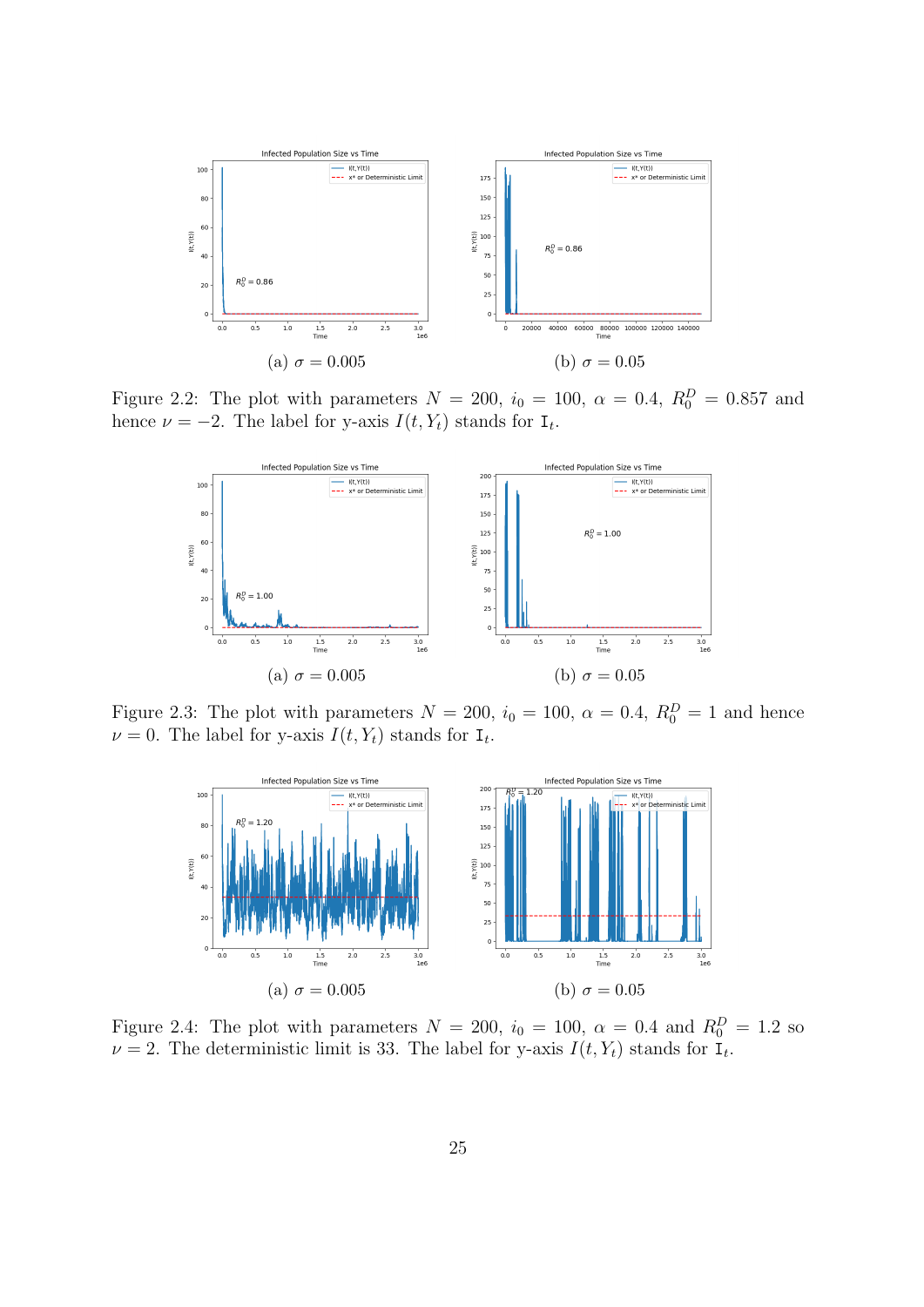(a) $\sigma = 0.005$

(b) $\sigma = 0.05$

Figure 2.2: The plot with parameters $N = 200$, $i_0 = 100$, $\alpha = 0.4$, $R_0^D = 0.857$ and hence $\nu = -2$. The label for y-axis $I(t, Y_t)$ stands for $\mathtt{I}_t$.

(a) $\sigma = 0.005$

(b) $\sigma = 0.05$

Figure 2.3: The plot with parameters $N = 200$, $i_0 = 100$, $\alpha = 0.4$, $R_0^D = 1$ and hence $\nu = 0$. The label for y-axis $I(t, Y_t)$ stands for $\mathtt{I}_t$.

(a) $\sigma = 0.005$

(b) $\sigma = 0.05$

Figure 2.4: The plot with parameters $N = 200$, $i_0 = 100$, $\alpha = 0.4$ and $R_0^D = 1.2$ so $\nu = 2$. The deterministic limit is 33. The label for y-axis $I(t, Y_t)$ stands for $\mathtt{I}_t$.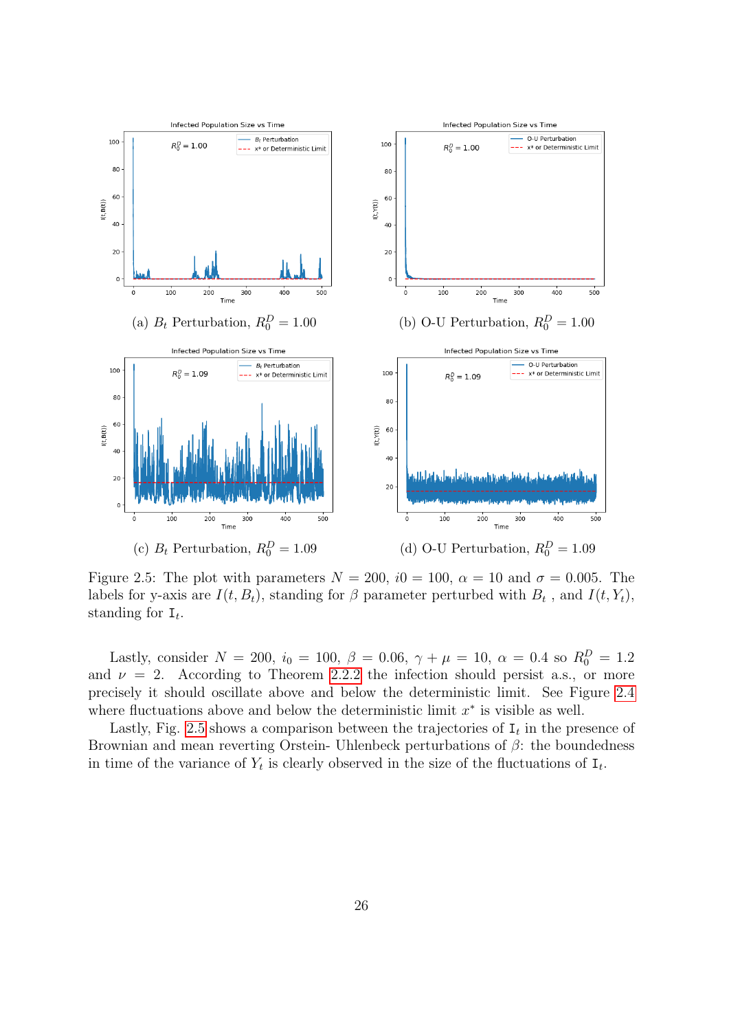(a) $B_t$ Perturbation, $R_0^D = 1.00$

(b) O-U Perturbation, $R_0^D = 1.00$

(c) $B_t$ Perturbation, $R_0^D = 1.09$

(d) O-U Perturbation, $R_0^D = 1.09$

Figure 2.5: The plot with parameters $N = 200$, $i0 = 100$, $\alpha = 10$ and $\sigma = 0.005$. The labels for y-axis are $I(t, B_t)$, standing for $\beta$ parameter perturbed with $B_t$ , and $I(t, Y_t)$, standing for $\mathtt{I}_t$.

Lastly, consider $N = 200$, $i_0 = 100$, $\beta = 0.06$, $\gamma + \mu = 10$, $\alpha = 0.4$ so $R_0^D = 1.2$ and $\nu = 2$. According to Theorem 2.2.2 the infection should persist a.s., or more precisely it should oscillate above and below the deterministic limit. See Figure 2.4 where fluctuations above and below the deterministic limit $x^*$ is visible as well.

Lastly, Fig. 2.5 shows a comparison between the trajectories of $\mathtt{I}_t$ in the presence of Brownian and mean reverting Orstein- Uhlenbeck perturbations of $\beta$: the boundedness in time of the variance of $Y_t$ is clearly observed in the size of the fluctuations of $\mathtt{I}_t$.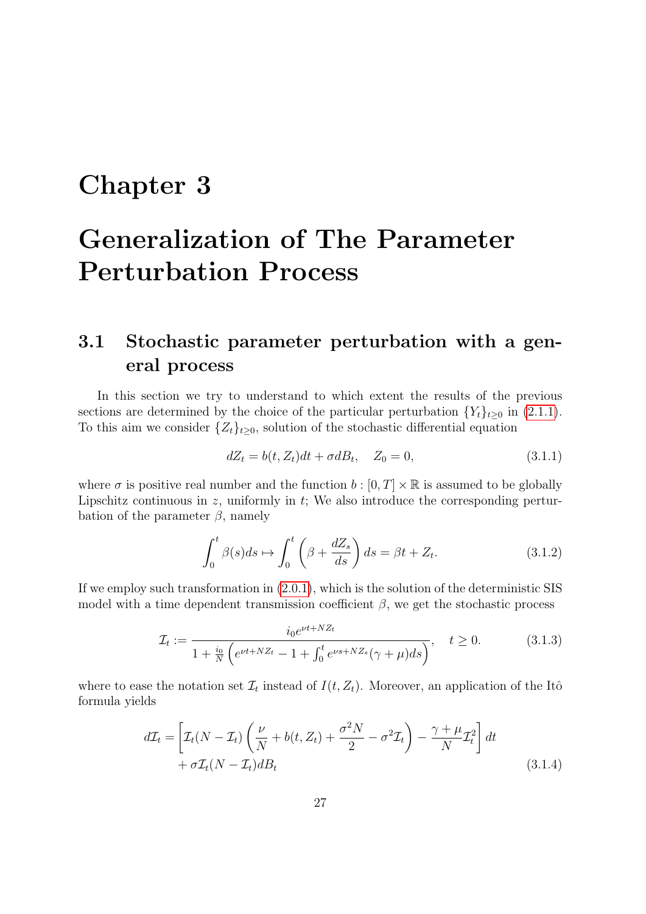# Chapter 3

# Generalization of The Parameter Perturbation Process

## 3.1 Stochastic parameter perturbation with a general process

In this section we try to understand to which extent the results of the previous sections are determined by the choice of the particular perturbation $\{Y_t\}_{t\geq 0}$ in (2.1.1). To this aim we consider $\{Z_t\}_{t\geq 0}$, solution of the stochastic differential equation

$$dZ_t = b(t, Z_t)dt + \sigma dB_t, \quad Z_0 = 0, \tag{3.1.1}$$

where $\sigma$ is positive real number and the function $b : [0, T] \times \mathbb{R}$ is assumed to be globally Lipschitz continuous in $z$, uniformly in $t$; We also introduce the corresponding perturbation of the parameter $\beta$, namely

$$\int_0^t \beta(s)ds \mapsto \int_0^t \left(\beta + \frac{dZ_s}{ds}\right) ds = \beta t + Z_t. \tag{3.1.2}$$

If we employ such transformation in (2.0.1), which is the solution of the deterministic SIS model with a time dependent transmission coefficient $\beta$, we get the stochastic process

$$\mathcal{I}_t := \frac{i_0 e^{\nu t + N Z_t}}{1 + \frac{i_0}{N}\left(e^{\nu t + N Z_t} - 1 + \int_0^t e^{\nu s + N Z_s}(\gamma + \mu)ds\right)}, \quad t \geq 0. \tag{3.1.3}$$

where to ease the notation set $\mathcal{I}_t$ instead of $I(t, Z_t)$. Moreover, an application of the Itô formula yields

$$\begin{aligned} d\mathcal{I}_t = &\left[\mathcal{I}_t(N - \mathcal{I}_t)\left(\frac{\nu}{N} + b(t, Z_t) + \frac{\sigma^2 N}{2} - \sigma^2 \mathcal{I}_t\right) - \frac{\gamma + \mu}{N}\mathcal{I}_t^2\right] dt \\ &+ \sigma \mathcal{I}_t(N - \mathcal{I}_t)dB_t \end{aligned} \tag{3.1.4}$$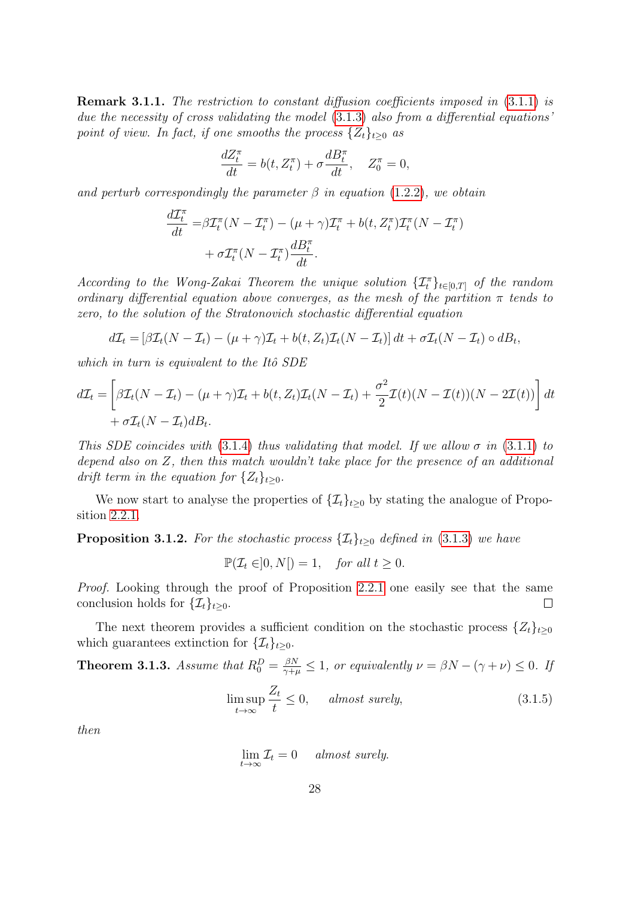**Remark 3.1.1.** *The restriction to constant diffusion coefficients imposed in (3.1.1) is due the necessity of cross validating the model (3.1.3) also from a differential equations' point of view. In fact, if one smooths the process $\{Z_t\}_{t\geq 0}$ as*

$$\frac{dZ_t^\pi}{dt} = b(t, Z_t^\pi) + \sigma \frac{dB_t^\pi}{dt}, \quad Z_0^\pi = 0,$$

*and perturb correspondingly the parameter $\beta$ in equation (1.2.2), we obtain*

$$\begin{aligned}\frac{d\mathcal{I}_t^\pi}{dt} =& \beta \mathcal{I}_t^\pi (N - \mathcal{I}_t^\pi) - (\mu + \gamma)\mathcal{I}_t^\pi + b(t, Z_t^\pi)\mathcal{I}_t^\pi (N - \mathcal{I}_t^\pi) \\ &+ \sigma \mathcal{I}_t^\pi (N - \mathcal{I}_t^\pi) \frac{dB_t^\pi}{dt}.\end{aligned}$$

*According to the Wong-Zakai Theorem the unique solution $\{\mathcal{I}_t^\pi\}_{t\in[0,T]}$ of the random ordinary differential equation above converges, as the mesh of the partition $\pi$ tends to zero, to the solution of the Stratonovich stochastic differential equation*

$$d\mathcal{I}_t = [\beta \mathcal{I}_t (N - \mathcal{I}_t) - (\mu + \gamma)\mathcal{I}_t + b(t, Z_t)\mathcal{I}_t (N - \mathcal{I}_t)]\, dt + \sigma \mathcal{I}_t (N - \mathcal{I}_t) \circ dB_t,$$

*which in turn is equivalent to the Itô SDE*

$$\begin{aligned}d\mathcal{I}_t =& \left[\beta \mathcal{I}_t (N - \mathcal{I}_t) - (\mu + \gamma)\mathcal{I}_t + b(t, Z_t)\mathcal{I}_t (N - \mathcal{I}_t) + \frac{\sigma^2}{2}\mathcal{I}(t)(N - \mathcal{I}(t))(N - 2\mathcal{I}(t))\right] dt \\ &+ \sigma \mathcal{I}_t (N - \mathcal{I}_t) dB_t.\end{aligned}$$

*This SDE coincides with (3.1.4) thus validating that model. If we allow $\sigma$ in (3.1.1) to depend also on $Z$, then this match wouldn't take place for the presence of an additional drift term in the equation for $\{Z_t\}_{t\geq 0}$.*

We now start to analyse the properties of $\{\mathcal{I}_t\}_{t\geq 0}$ by stating the analogue of Proposition 2.2.1.

**Proposition 3.1.2.** *For the stochastic process $\{\mathcal{I}_t\}_{t\geq 0}$ defined in (3.1.3) we have*

$$\mathbb{P}(\mathcal{I}_t \in ]0, N[) = 1, \quad \text{for all } t \geq 0.$$

*Proof.* Looking through the proof of Proposition 2.2.1 one easily see that the same conclusion holds for $\{\mathcal{I}_t\}_{t\geq 0}$. ∎

The next theorem provides a sufficient condition on the stochastic process $\{Z_t\}_{t\geq 0}$ which guarantees extinction for $\{\mathcal{I}_t\}_{t\geq 0}$.

**Theorem 3.1.3.** *Assume that $R_0^D = \frac{\beta N}{\gamma + \mu} \leq 1$, or equivalently $\nu = \beta N - (\gamma + \nu) \leq 0$. If*

$$\limsup_{t\to\infty} \frac{Z_t}{t} \leq 0, \quad \text{almost surely,} \tag{3.1.5}$$

*then*

$$\lim_{t\to\infty} \mathcal{I}_t = 0 \quad \text{almost surely.}$$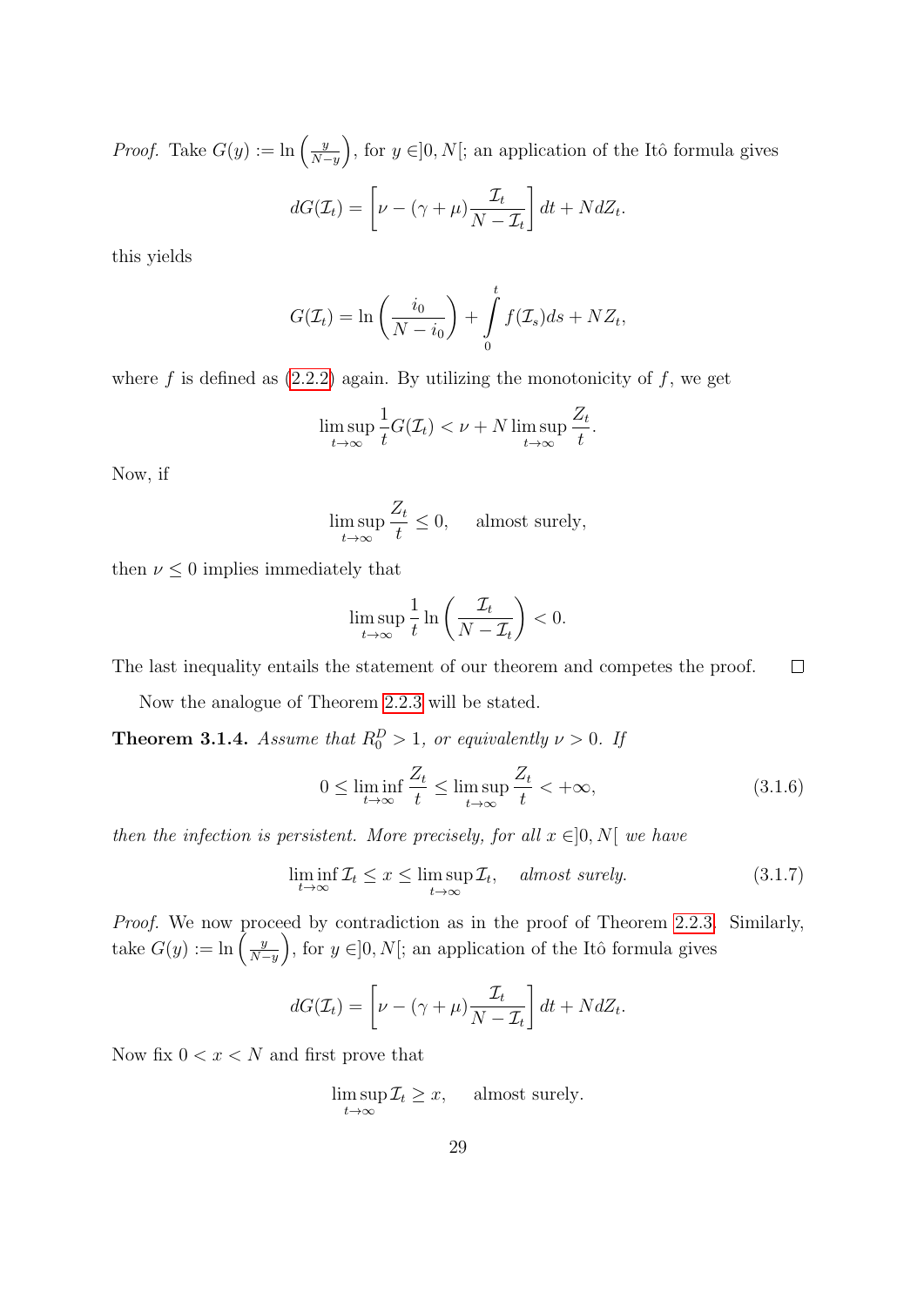*Proof.* Take $G(y) := \ln\left(\frac{y}{N-y}\right)$, for $y \in ]0, N[$; an application of the Itô formula gives

$$dG(\mathcal{I}_t) = \left[\nu - (\gamma + \mu)\frac{\mathcal{I}_t}{N - \mathcal{I}_t}\right] dt + N dZ_t.$$

this yields

$$G(\mathcal{I}_t) = \ln\left(\frac{i_0}{N - i_0}\right) + \int_0^t f(\mathcal{I}_s) ds + N Z_t,$$

where $f$ is defined as (2.2.2) again. By utilizing the monotonicity of $f$, we get

$$\limsup_{t\to\infty} \frac{1}{t} G(\mathcal{I}_t) < \nu + N \limsup_{t\to\infty} \frac{Z_t}{t}.$$

Now, if

$$\limsup_{t\to\infty} \frac{Z_t}{t} \leq 0, \quad \text{ almost surely,}$$

then $\nu \leq 0$ implies immediately that

$$\limsup_{t\to\infty} \frac{1}{t} \ln\left(\frac{\mathcal{I}_t}{N - \mathcal{I}_t}\right) < 0.$$

The last inequality entails the statement of our theorem and competes the proof. □

Now the analogue of Theorem 2.2.3 will be stated.

**Theorem 3.1.4.** *Assume that $R_0^D > 1$, or equivalently $\nu > 0$. If*

$$0 \leq \liminf_{t\to\infty} \frac{Z_t}{t} \leq \limsup_{t\to\infty} \frac{Z_t}{t} < +\infty, \tag{3.1.6}$$

*then the infection is persistent. More precisely, for all $x \in ]0, N[$ we have*

$$\liminf_{t\to\infty} \mathcal{I}_t \leq x \leq \limsup_{t\to\infty} \mathcal{I}_t, \quad \textit{almost surely.} \tag{3.1.7}$$

*Proof.* We now proceed by contradiction as in the proof of Theorem 2.2.3. Similarly, take $G(y) := \ln\left(\frac{y}{N-y}\right)$, for $y \in ]0, N[$; an application of the Itô formula gives

$$dG(\mathcal{I}_t) = \left[\nu - (\gamma + \mu)\frac{\mathcal{I}_t}{N - \mathcal{I}_t}\right] dt + N dZ_t.$$

Now fix $0 < x < N$ and first prove that

$$\limsup_{t\to\infty} \mathcal{I}_t \geq x, \quad \text{ almost surely.}$$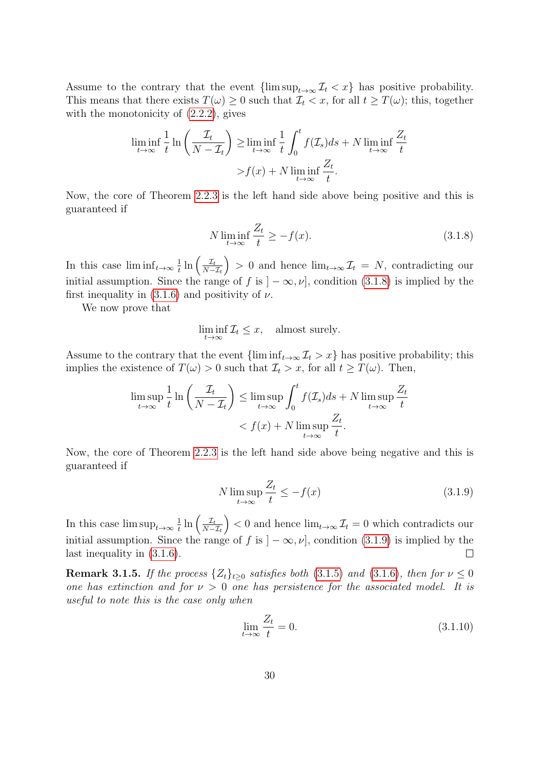Assume to the contrary that the event $\{\limsup_{t\to\infty} \mathcal{I}_t < x\}$ has positive probability. This means that there exists $T(\omega) \geq 0$ such that $\mathcal{I}_t < x$, for all $t \geq T(\omega)$; this, together with the monotonicity of (2.2.2), gives

$$
\begin{aligned}
\liminf_{t\to\infty} \frac{1}{t} \ln\left(\frac{\mathcal{I}_t}{N-\mathcal{I}_t}\right) \geq& \liminf_{t\to\infty} \frac{1}{t}\int_0^t f(\mathcal{I}_s)ds + N \liminf_{t\to\infty} \frac{Z_t}{t} \\
>& f(x) + N \liminf_{t\to\infty} \frac{Z_t}{t}.
\end{aligned}
$$

Now, the core of Theorem 2.2.3 is the left hand side above being positive and this is guaranteed if

$$
N \liminf_{t\to\infty} \frac{Z_t}{t} \geq -f(x). \tag{3.1.8}
$$

In this case $\liminf_{t\to\infty} \frac{1}{t} \ln\left(\frac{\mathcal{I}_t}{N-\mathcal{I}_t}\right) > 0$ and hence $\lim_{t\to\infty} \mathcal{I}_t = N$, contradicting our initial assumption. Since the range of $f$ is $]-\infty, \nu]$, condition (3.1.8) is implied by the first inequality in (3.1.6) and positivity of $\nu$.

We now prove that

$$
\liminf_{t\to\infty} \mathcal{I}_t \leq x, \quad \text{almost surely.}
$$

Assume to the contrary that the event $\{\liminf_{t\to\infty} \mathcal{I}_t > x\}$ has positive probability; this implies the existence of $T(\omega) > 0$ such that $\mathcal{I}_t > x$, for all $t \geq T(\omega)$. Then,

$$
\begin{aligned}
\limsup_{t\to\infty} \frac{1}{t} \ln\left(\frac{\mathcal{I}_t}{N-\mathcal{I}_t}\right) \leq& \limsup_{t\to\infty} \int_0^t f(\mathcal{I}_s)ds + N \limsup_{t\to\infty} \frac{Z_t}{t} \\
<& f(x) + N \limsup_{t\to\infty} \frac{Z_t}{t}.
\end{aligned}
$$

Now, the core of Theorem 2.2.3 is the left hand side above being negative and this is guaranteed if

$$
N \limsup_{t\to\infty} \frac{Z_t}{t} \leq -f(x) \tag{3.1.9}
$$

In this case $\limsup_{t\to\infty} \frac{1}{t} \ln\left(\frac{\mathcal{I}_t}{N-\mathcal{I}_t}\right) < 0$ and hence $\lim_{t\to\infty} \mathcal{I}_t = 0$ which contradicts our initial assumption. Since the range of $f$ is $]-\infty, \nu]$, condition (3.1.9) is implied by the last inequality in (3.1.6). ◻

**Remark 3.1.5.** *If the process $\{Z_t\}_{t\geq 0}$ satisfies both (3.1.5) and (3.1.6), then for $\nu \leq 0$ one has extinction and for $\nu > 0$ one has persistence for the associated model. It is useful to note this is the case only when*

$$
\lim_{t\to\infty} \frac{Z_t}{t} = 0. \tag{3.1.10}
$$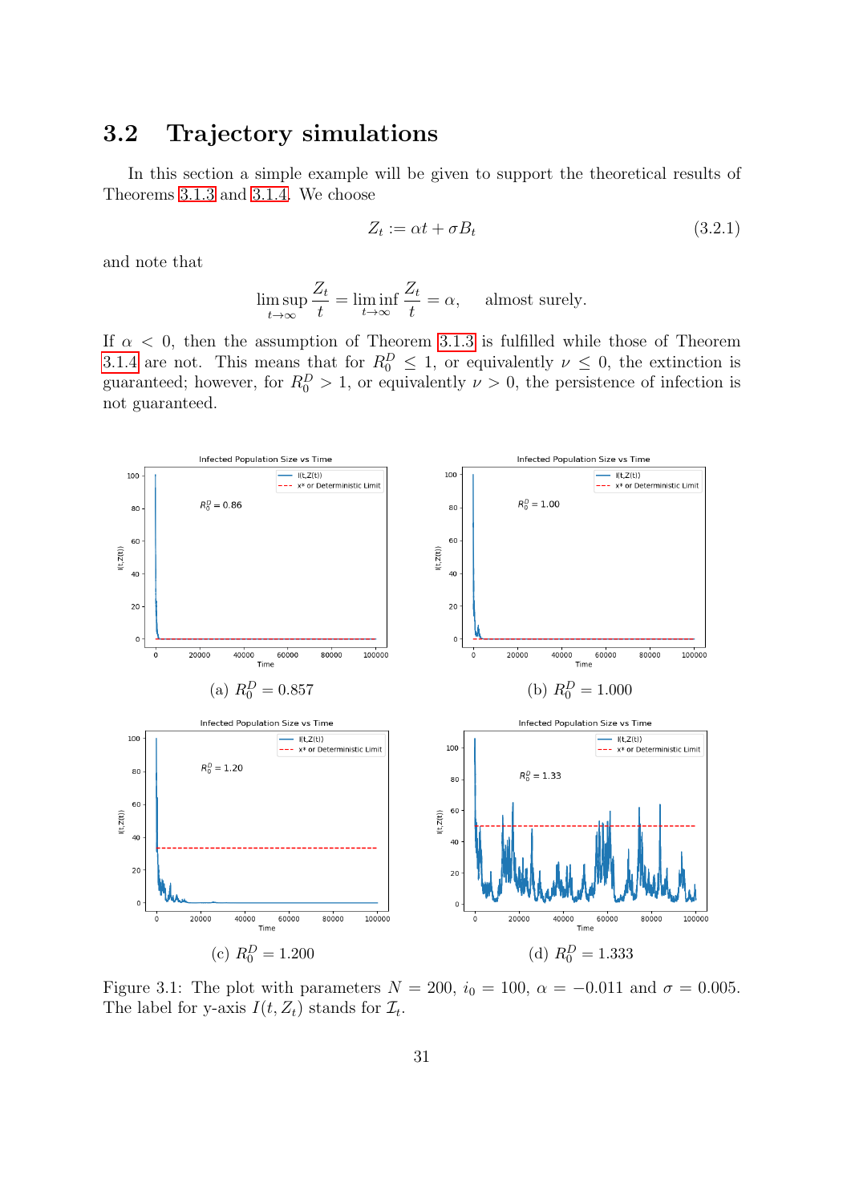## 3.2 Trajectory simulations

In this section a simple example will be given to support the theoretical results of Theorems 3.1.3 and 3.1.4. We choose

$$Z_t := \alpha t + \sigma B_t \tag{3.2.1}$$

and note that

$$\limsup_{t\to\infty} \frac{Z_t}{t} = \liminf_{t\to\infty} \frac{Z_t}{t} = \alpha, \qquad \text{almost surely.}$$

If $\alpha < 0$, then the assumption of Theorem 3.1.3 is fulfilled while those of Theorem 3.1.4 are not. This means that for $R_0^D \leq 1$, or equivalently $\nu \leq 0$, the extinction is guaranteed; however, for $R_0^D > 1$, or equivalently $\nu > 0$, the persistence of infection is not guaranteed.

(a) $R_0^D = 0.857$

(b) $R_0^D = 1.000$

(c) $R_0^D = 1.200$

(d) $R_0^D = 1.333$

Figure 3.1: The plot with parameters $N = 200$, $i_0 = 100$, $\alpha = -0.011$ and $\sigma = 0.005$. The label for y-axis $I(t, Z_t)$ stands for $\mathcal{I}_t$.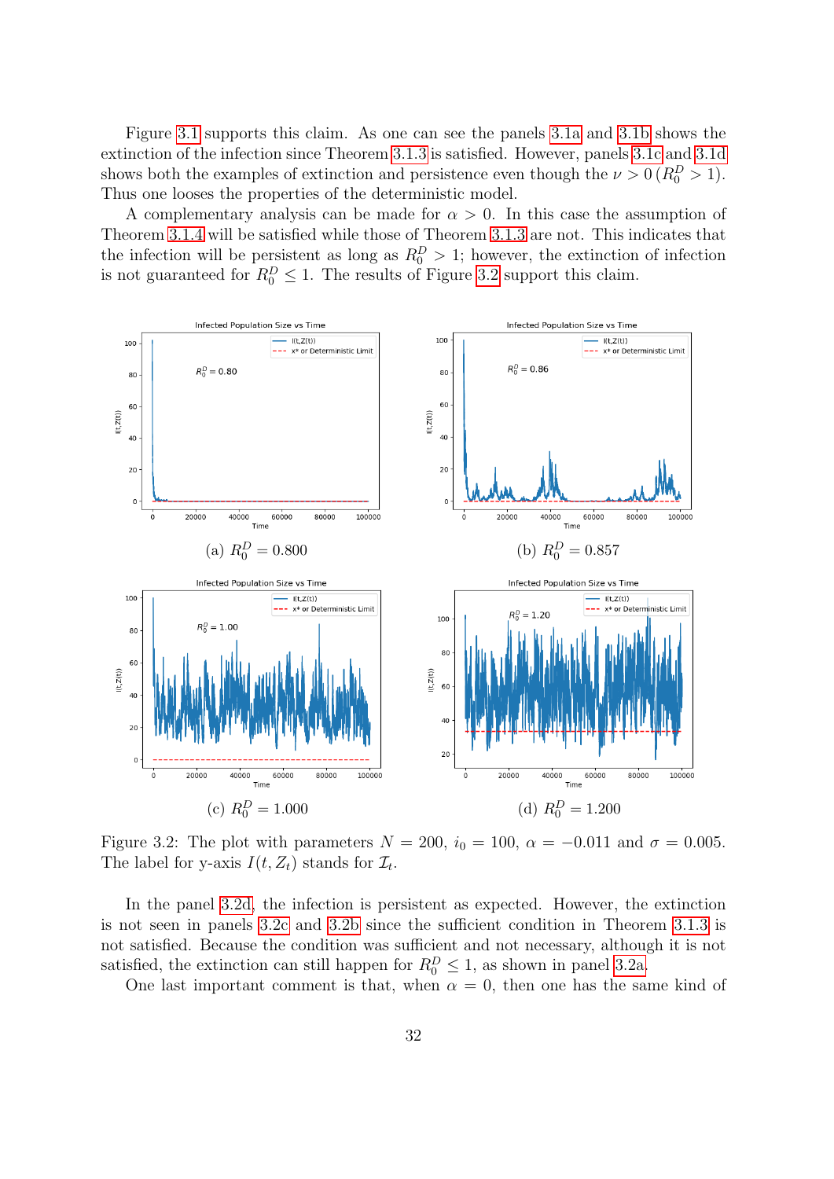Figure 3.1 supports this claim. As one can see the panels 3.1a and 3.1b shows the extinction of the infection since Theorem 3.1.3 is satisfied. However, panels 3.1c and 3.1d shows both the examples of extinction and persistence even though the $\nu > 0$ ($R_0^D > 1$). Thus one looses the properties of the deterministic model.

A complementary analysis can be made for $\alpha > 0$. In this case the assumption of Theorem 3.1.4 will be satisfied while those of Theorem 3.1.3 are not. This indicates that the infection will be persistent as long as $R_0^D > 1$; however, the extinction of infection is not guaranteed for $R_0^D \leq 1$. The results of Figure 3.2 support this claim.

(a) $R_0^D = 0.800$

(b) $R_0^D = 0.857$

(c) $R_0^D = 1.000$

(d) $R_0^D = 1.200$

Figure 3.2: The plot with parameters $N = 200$, $i_0 = 100$, $\alpha = -0.011$ and $\sigma = 0.005$. The label for y-axis $I(t, Z_t)$ stands for $\mathcal{I}_t$.

In the panel 3.2d, the infection is persistent as expected. However, the extinction is not seen in panels 3.2c and 3.2b since the sufficient condition in Theorem 3.1.3 is not satisfied. Because the condition was sufficient and not necessary, although it is not satisfied, the extinction can still happen for $R_0^D \leq 1$, as shown in panel 3.2a.

One last important comment is that, when $\alpha = 0$, then one has the same kind of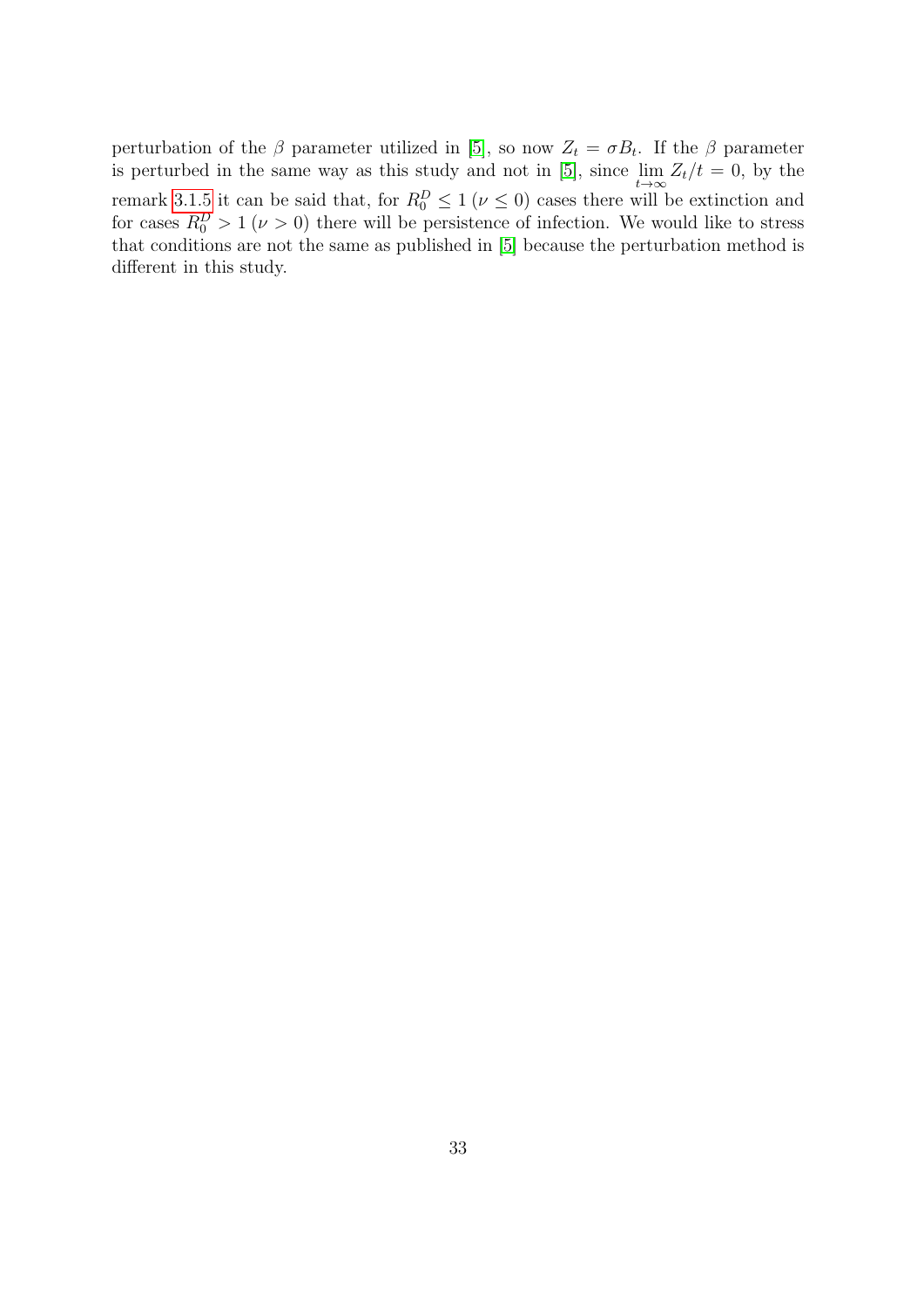perturbation of the $\beta$ parameter utilized in [5], so now $Z_t = \sigma B_t$. If the $\beta$ parameter is perturbed in the same way as this study and not in [5], since $\lim_{t\to\infty} Z_t/t = 0$, by the remark 3.1.5 it can be said that, for $R_0^D \leq 1$ ($\nu \leq 0$) cases there will be extinction and for cases $R_0^D > 1$ ($\nu > 0$) there will be persistence of infection. We would like to stress that conditions are not the same as published in [5] because the perturbation method is different in this study.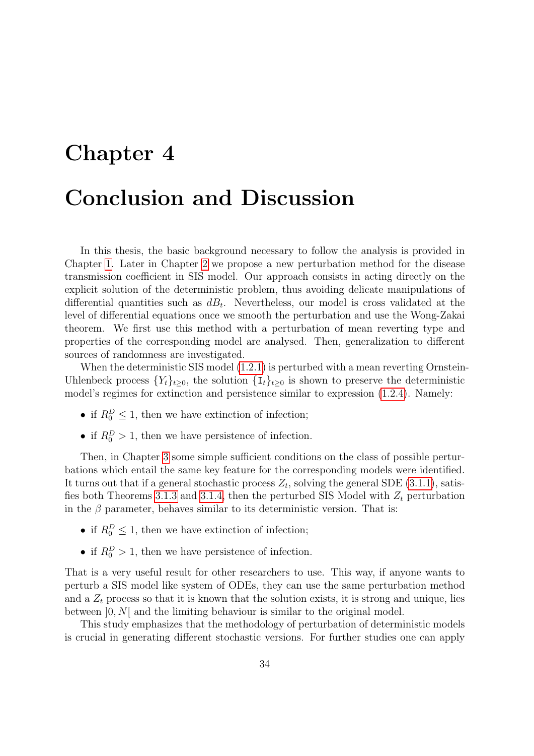# Chapter 4

# Conclusion and Discussion

In this thesis, the basic background necessary to follow the analysis is provided in Chapter 1. Later in Chapter 2 we propose a new perturbation method for the disease transmission coefficient in SIS model. Our approach consists in acting directly on the explicit solution of the deterministic problem, thus avoiding delicate manipulations of differential quantities such as $dB_t$. Nevertheless, our model is cross validated at the level of differential equations once we smooth the perturbation and use the Wong-Zakai theorem. We first use this method with a perturbation of mean reverting type and properties of the corresponding model are analysed. Then, generalization to different sources of randomness are investigated.

When the deterministic SIS model (1.2.1) is perturbed with a mean reverting Ornstein-Uhlenbeck process $\{Y_t\}_{t\geq 0}$, the solution $\{\mathtt{I}_t\}_{t\geq 0}$ is shown to preserve the deterministic model's regimes for extinction and persistence similar to expression (1.2.4). Namely:

- if $R_0^D \leq 1$, then we have extinction of infection;
- if $R_0^D > 1$, then we have persistence of infection.

Then, in Chapter 3 some simple sufficient conditions on the class of possible perturbations which entail the same key feature for the corresponding models were identified. It turns out that if a general stochastic process $Z_t$, solving the general SDE (3.1.1), satisfies both Theorems 3.1.3 and 3.1.4, then the perturbed SIS Model with $Z_t$ perturbation in the $\beta$ parameter, behaves similar to its deterministic version. That is:

- if $R_0^D \leq 1$, then we have extinction of infection;
- if $R_0^D > 1$, then we have persistence of infection.

That is a very useful result for other researchers to use. This way, if anyone wants to perturb a SIS model like system of ODEs, they can use the same perturbation method and a $Z_t$ process so that it is known that the solution exists, it is strong and unique, lies between $]0, N[$ and the limiting behaviour is similar to the original model.

This study emphasizes that the methodology of perturbation of deterministic models is crucial in generating different stochastic versions. For further studies one can apply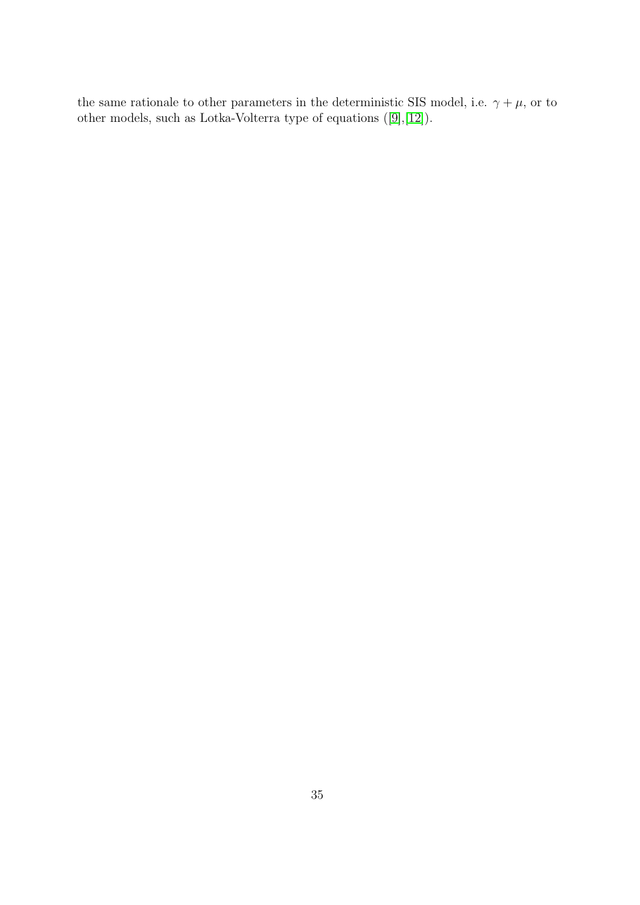the same rationale to other parameters in the deterministic SIS model, i.e. $\gamma + \mu$, or to other models, such as Lotka-Volterra type of equations ([9],[12]).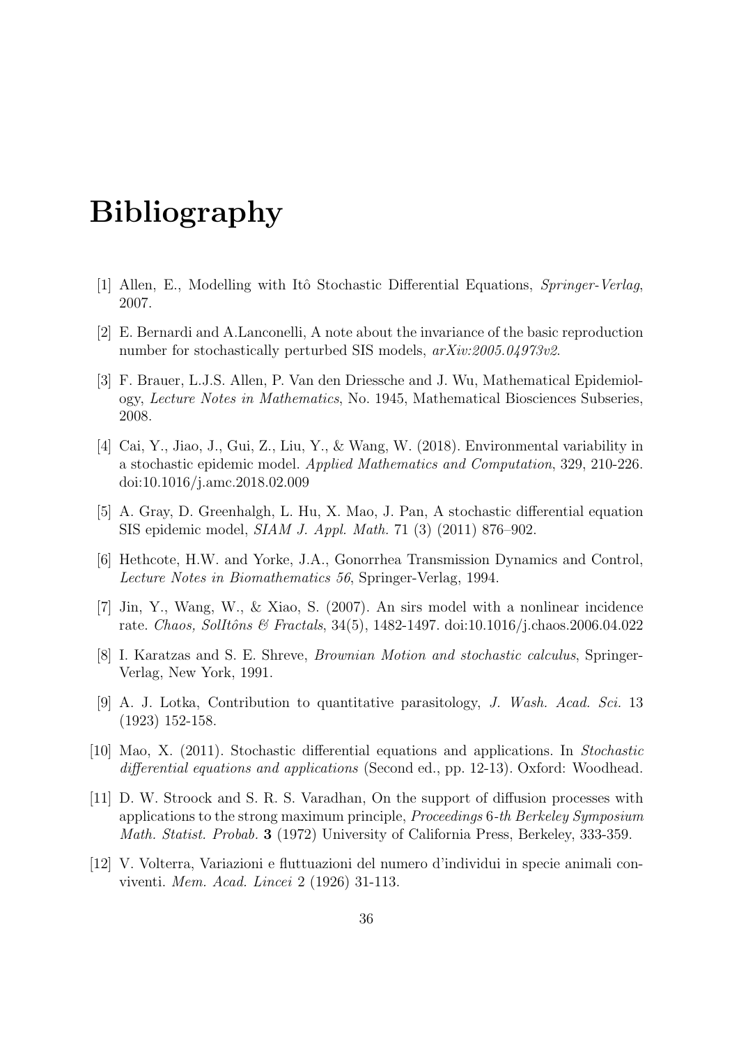# Bibliography

[1] Allen, E., Modelling with Itô Stochastic Differential Equations, *Springer-Verlag*, 2007.

[2] E. Bernardi and A.Lanconelli, A note about the invariance of the basic reproduction number for stochastically perturbed SIS models, *arXiv:2005.04973v2*.

[3] F. Brauer, L.J.S. Allen, P. Van den Driessche and J. Wu, Mathematical Epidemiology, *Lecture Notes in Mathematics*, No. 1945, Mathematical Biosciences Subseries, 2008.

[4] Cai, Y., Jiao, J., Gui, Z., Liu, Y., & Wang, W. (2018). Environmental variability in a stochastic epidemic model. *Applied Mathematics and Computation*, 329, 210-226. doi:10.1016/j.amc.2018.02.009

[5] A. Gray, D. Greenhalgh, L. Hu, X. Mao, J. Pan, A stochastic differential equation SIS epidemic model, *SIAM J. Appl. Math.* 71 (3) (2011) 876–902.

[6] Hethcote, H.W. and Yorke, J.A., Gonorrhea Transmission Dynamics and Control, *Lecture Notes in Biomathematics 56*, Springer-Verlag, 1994.

[7] Jin, Y., Wang, W., & Xiao, S. (2007). An sirs model with a nonlinear incidence rate. *Chaos, SolItôns & Fractals*, 34(5), 1482-1497. doi:10.1016/j.chaos.2006.04.022

[8] I. Karatzas and S. E. Shreve, *Brownian Motion and stochastic calculus*, Springer-Verlag, New York, 1991.

[9] A. J. Lotka, Contribution to quantitative parasitology, *J. Wash. Acad. Sci.* 13 (1923) 152-158.

[10] Mao, X. (2011). Stochastic differential equations and applications. In *Stochastic differential equations and applications* (Second ed., pp. 12-13). Oxford: Woodhead.

[11] D. W. Stroock and S. R. S. Varadhan, On the support of diffusion processes with applications to the strong maximum principle, *Proceedings 6-th Berkeley Symposium Math. Statist. Probab.* **3** (1972) University of California Press, Berkeley, 333-359.

[12] V. Volterra, Variazioni e fluttuazioni del numero d'individui in specie animali conviventi. *Mem. Acad. Lincei* 2 (1926) 31-113.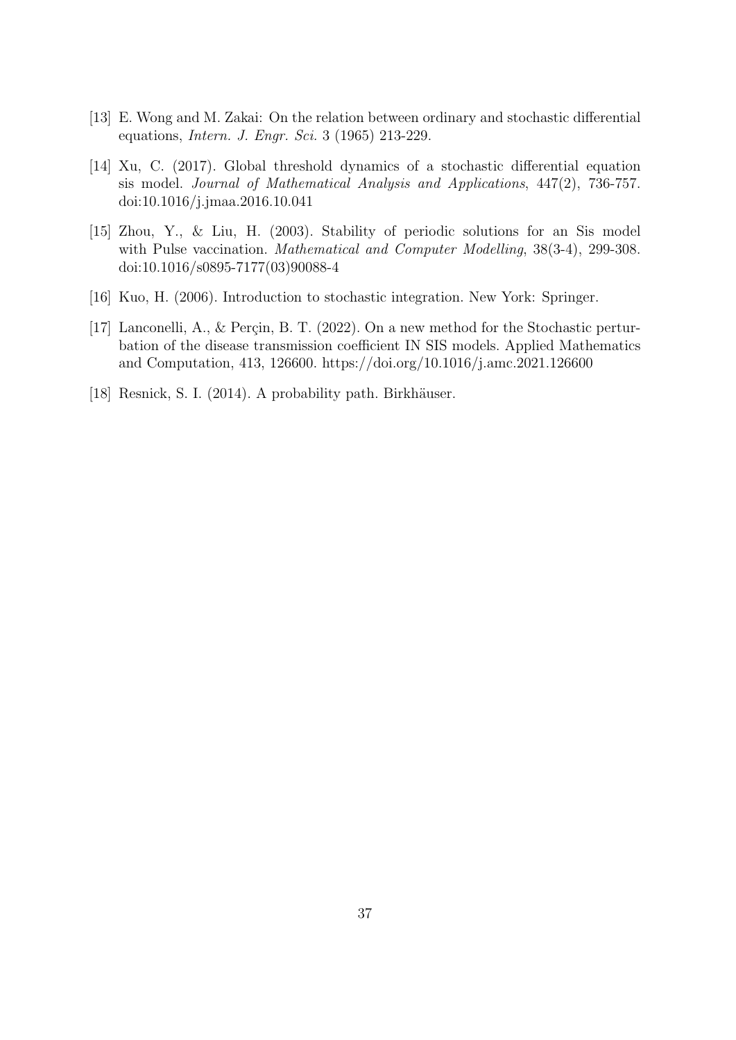[13] E. Wong and M. Zakai: On the relation between ordinary and stochastic differential equations, *Intern. J. Engr. Sci.* 3 (1965) 213-229.

[14] Xu, C. (2017). Global threshold dynamics of a stochastic differential equation sis model. *Journal of Mathematical Analysis and Applications*, 447(2), 736-757. doi:10.1016/j.jmaa.2016.10.041

[15] Zhou, Y., & Liu, H. (2003). Stability of periodic solutions for an Sis model with Pulse vaccination. *Mathematical and Computer Modelling*, 38(3-4), 299-308. doi:10.1016/s0895-7177(03)90088-4

[16] Kuo, H. (2006). Introduction to stochastic integration. New York: Springer.

[17] Lanconelli, A., & Perçin, B. T. (2022). On a new method for the Stochastic perturbation of the disease transmission coefficient IN SIS models. Applied Mathematics and Computation, 413, 126600. https://doi.org/10.1016/j.amc.2021.126600

[18] Resnick, S. I. (2014). A probability path. Birkhäuser.